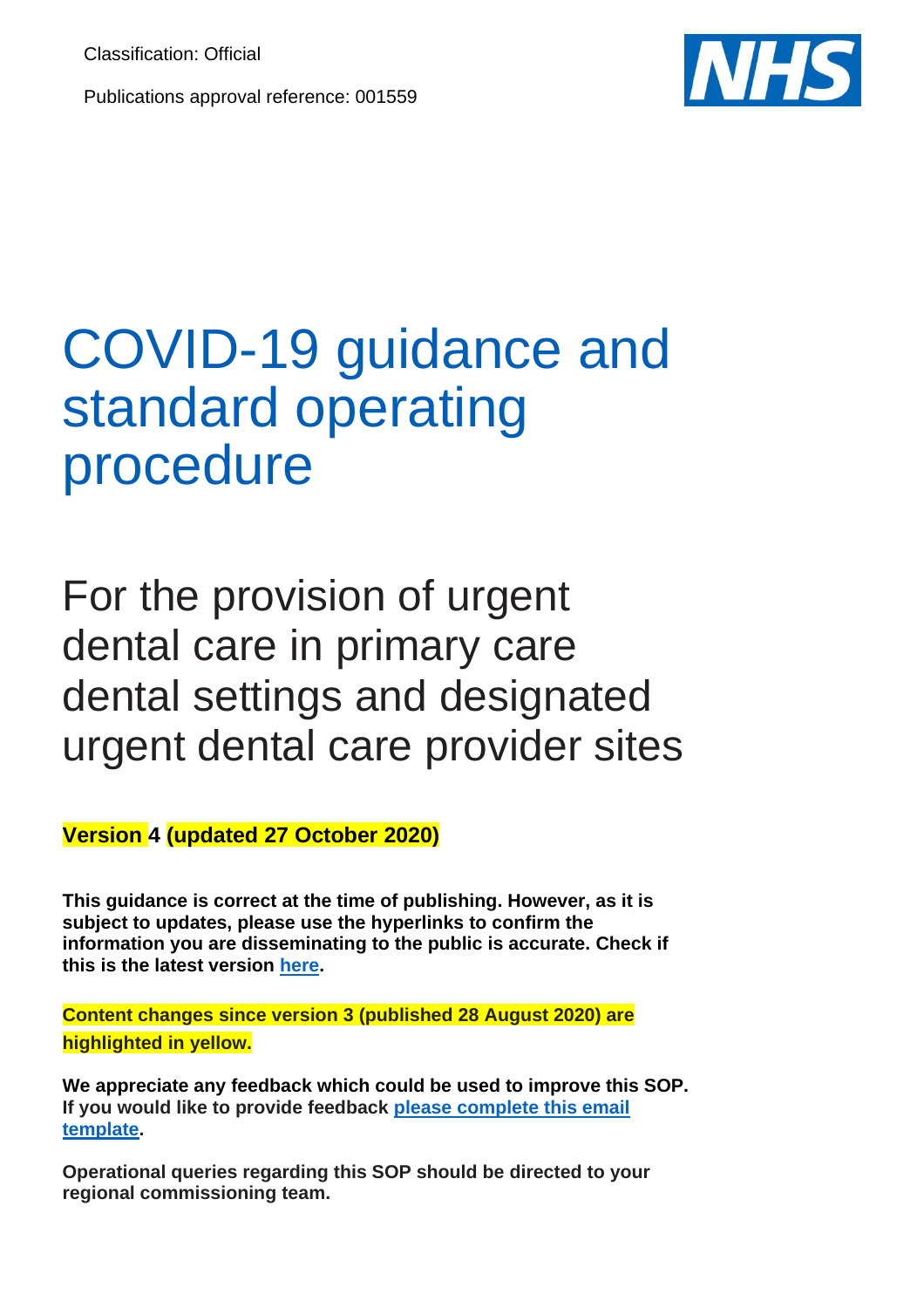Classification: Official

Publications approval reference: 001559

# COVID-19 guidance and standard operating procedure

## For the provision of urgent dental care in primary care dental settings and designated urgent dental care provider sites

**Version 4 (updated 27 October 2020)**

**This guidance is correct at the time of publishing. However, as it is subject to updates, please use the hyperlinks to confirm the information you are disseminating to the public is accurate. Check if this is the latest version here.**

**Content changes since version 3 (published 28 August 2020) are highlighted in yellow.**

**We appreciate any feedback which could be used to improve this SOP. If you would like to provide feedback please complete this email template.**

**Operational queries regarding this SOP should be directed to your regional commissioning team.**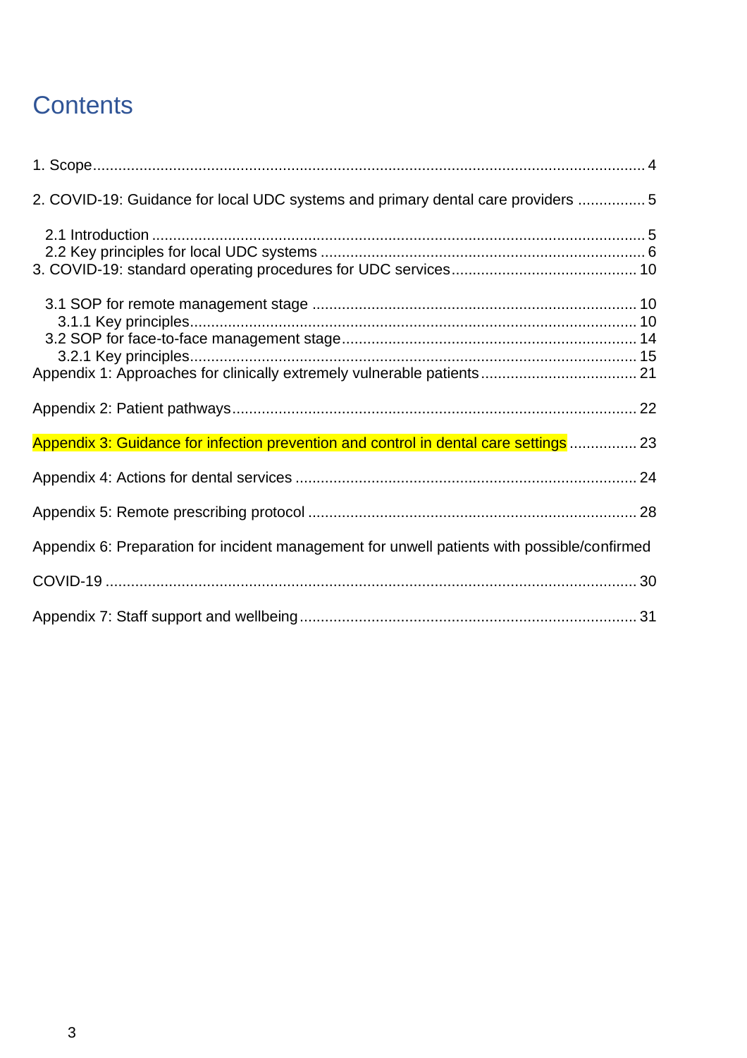# Contents

1. Scope ........ 4

2. COVID-19: Guidance for local UDC systems and primary dental care providers ........ 5

   2.1 Introduction ........ 5
   2.2 Key principles for local UDC systems ........ 6

3. COVID-19: standard operating procedures for UDC services ........ 10

   3.1 SOP for remote management stage ........ 10
      3.1.1 Key principles ........ 10
   3.2 SOP for face-to-face management stage ........ 14
      3.2.1 Key principles ........ 15

Appendix 1: Approaches for clinically extremely vulnerable patients ........ 21

Appendix 2: Patient pathways ........ 22

Appendix 3: Guidance for infection prevention and control in dental care settings ........ 23

Appendix 4: Actions for dental services ........ 24

Appendix 5: Remote prescribing protocol ........ 28

Appendix 6: Preparation for incident management for unwell patients with possible/confirmed COVID-19 ........ 30

Appendix 7: Staff support and wellbeing ........ 31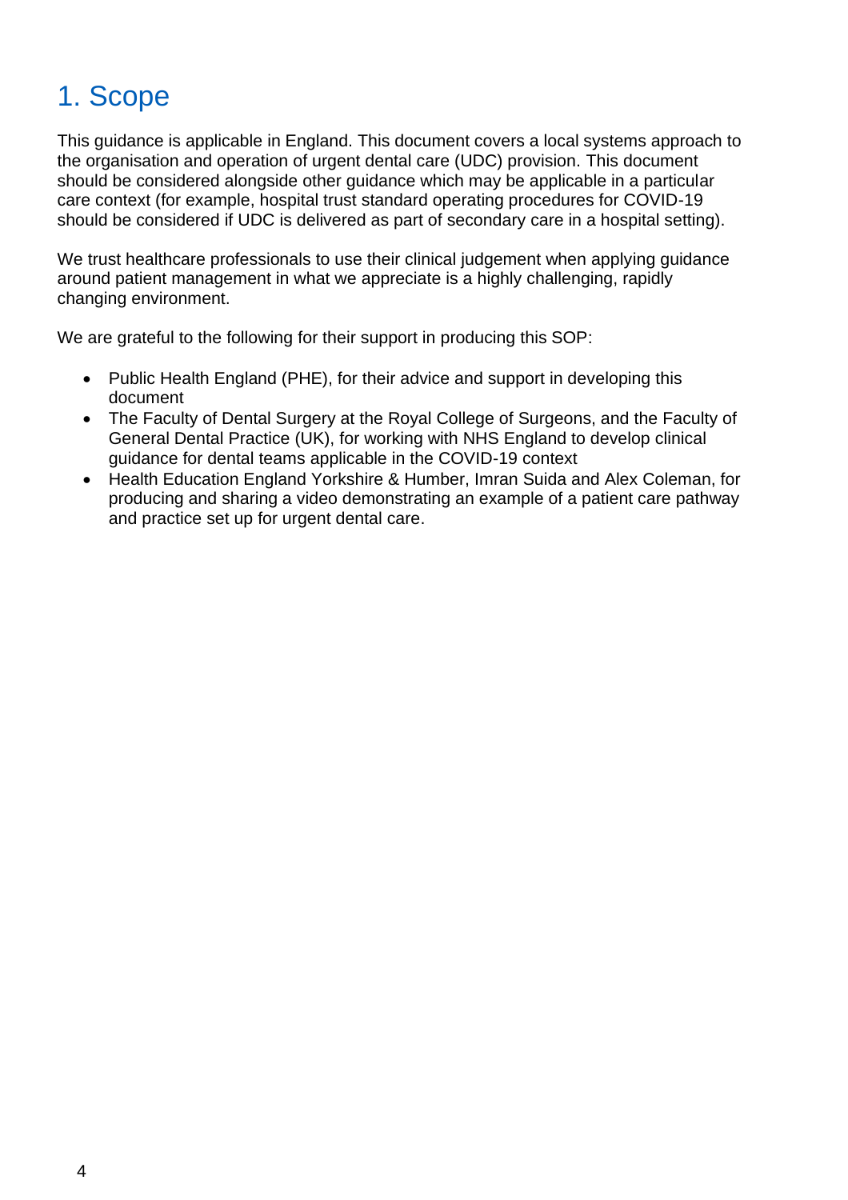# 1. Scope

This guidance is applicable in England. This document covers a local systems approach to the organisation and operation of urgent dental care (UDC) provision. This document should be considered alongside other guidance which may be applicable in a particular care context (for example, hospital trust standard operating procedures for COVID-19 should be considered if UDC is delivered as part of secondary care in a hospital setting).

We trust healthcare professionals to use their clinical judgement when applying guidance around patient management in what we appreciate is a highly challenging, rapidly changing environment.

We are grateful to the following for their support in producing this SOP:

- Public Health England (PHE), for their advice and support in developing this document
- The Faculty of Dental Surgery at the Royal College of Surgeons, and the Faculty of General Dental Practice (UK), for working with NHS England to develop clinical guidance for dental teams applicable in the COVID-19 context
- Health Education England Yorkshire & Humber, Imran Suida and Alex Coleman, for producing and sharing a video demonstrating an example of a patient care pathway and practice set up for urgent dental care.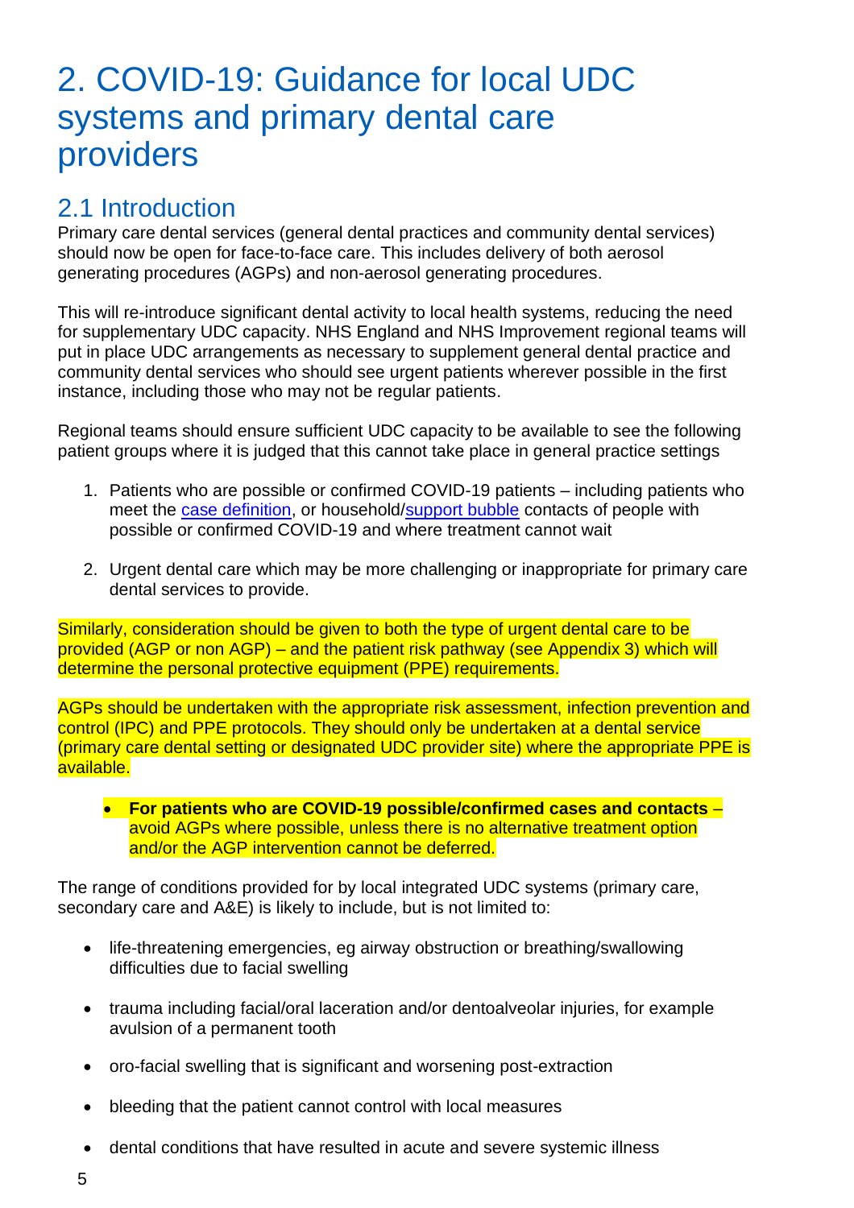# 2. COVID-19: Guidance for local UDC systems and primary dental care providers

## 2.1 Introduction

Primary care dental services (general dental practices and community dental services) should now be open for face-to-face care. This includes delivery of both aerosol generating procedures (AGPs) and non-aerosol generating procedures.

This will re-introduce significant dental activity to local health systems, reducing the need for supplementary UDC capacity. NHS England and NHS Improvement regional teams will put in place UDC arrangements as necessary to supplement general dental practice and community dental services who should see urgent patients wherever possible in the first instance, including those who may not be regular patients.

Regional teams should ensure sufficient UDC capacity to be available to see the following patient groups where it is judged that this cannot take place in general practice settings

1. Patients who are possible or confirmed COVID-19 patients – including patients who meet the case definition, or household/support bubble contacts of people with possible or confirmed COVID-19 and where treatment cannot wait

2. Urgent dental care which may be more challenging or inappropriate for primary care dental services to provide.

Similarly, consideration should be given to both the type of urgent dental care to be provided (AGP or non AGP) – and the patient risk pathway (see Appendix 3) which will determine the personal protective equipment (PPE) requirements.

AGPs should be undertaken with the appropriate risk assessment, infection prevention and control (IPC) and PPE protocols. They should only be undertaken at a dental service (primary care dental setting or designated UDC provider site) where the appropriate PPE is available.

- **For patients who are COVID-19 possible/confirmed cases and contacts** – avoid AGPs where possible, unless there is no alternative treatment option and/or the AGP intervention cannot be deferred.

The range of conditions provided for by local integrated UDC systems (primary care, secondary care and A&E) is likely to include, but is not limited to:

- life-threatening emergencies, eg airway obstruction or breathing/swallowing difficulties due to facial swelling

- trauma including facial/oral laceration and/or dentoalveolar injuries, for example avulsion of a permanent tooth

- oro-facial swelling that is significant and worsening post-extraction

- bleeding that the patient cannot control with local measures

- dental conditions that have resulted in acute and severe systemic illness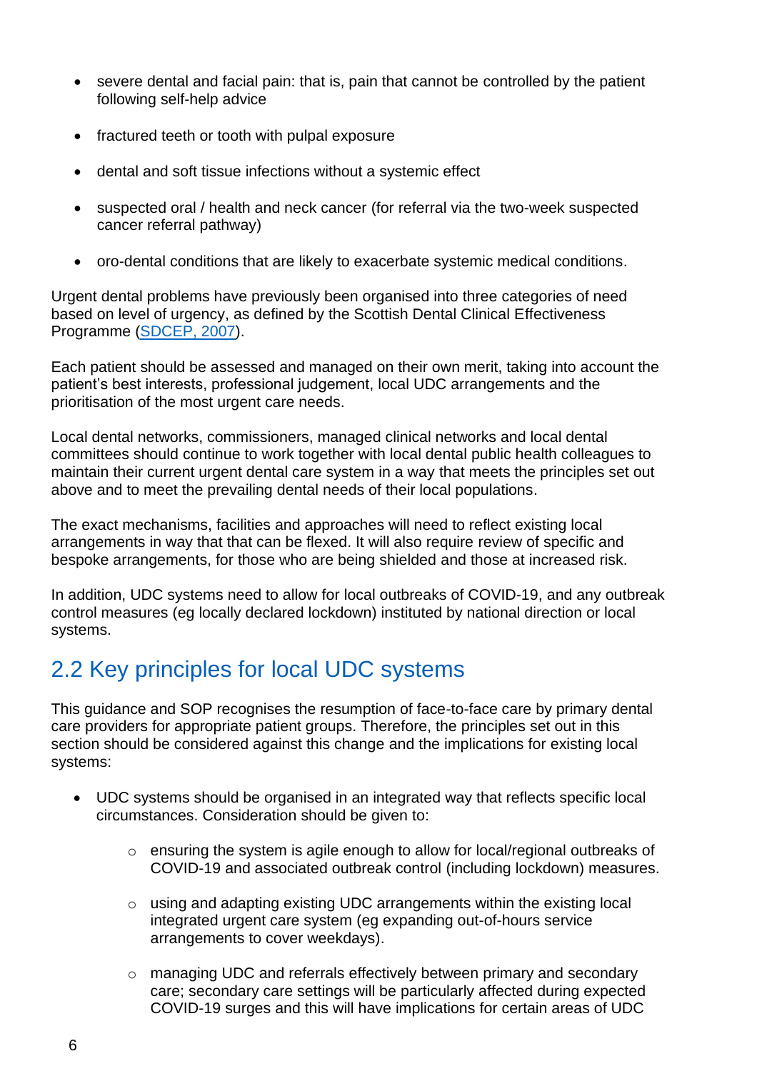- severe dental and facial pain: that is, pain that cannot be controlled by the patient following self-help advice
- fractured teeth or tooth with pulpal exposure
- dental and soft tissue infections without a systemic effect
- suspected oral / health and neck cancer (for referral via the two-week suspected cancer referral pathway)
- oro-dental conditions that are likely to exacerbate systemic medical conditions.

Urgent dental problems have previously been organised into three categories of need based on level of urgency, as defined by the Scottish Dental Clinical Effectiveness Programme (SDCEP, 2007).

Each patient should be assessed and managed on their own merit, taking into account the patient's best interests, professional judgement, local UDC arrangements and the prioritisation of the most urgent care needs.

Local dental networks, commissioners, managed clinical networks and local dental committees should continue to work together with local dental public health colleagues to maintain their current urgent dental care system in a way that meets the principles set out above and to meet the prevailing dental needs of their local populations.

The exact mechanisms, facilities and approaches will need to reflect existing local arrangements in way that that can be flexed. It will also require review of specific and bespoke arrangements, for those who are being shielded and those at increased risk.

In addition, UDC systems need to allow for local outbreaks of COVID-19, and any outbreak control measures (eg locally declared lockdown) instituted by national direction or local systems.

## 2.2 Key principles for local UDC systems

This guidance and SOP recognises the resumption of face-to-face care by primary dental care providers for appropriate patient groups. Therefore, the principles set out in this section should be considered against this change and the implications for existing local systems:

- UDC systems should be organised in an integrated way that reflects specific local circumstances. Consideration should be given to:
  - ensuring the system is agile enough to allow for local/regional outbreaks of COVID-19 and associated outbreak control (including lockdown) measures.
  - using and adapting existing UDC arrangements within the existing local integrated urgent care system (eg expanding out-of-hours service arrangements to cover weekdays).
  - managing UDC and referrals effectively between primary and secondary care; secondary care settings will be particularly affected during expected COVID-19 surges and this will have implications for certain areas of UDC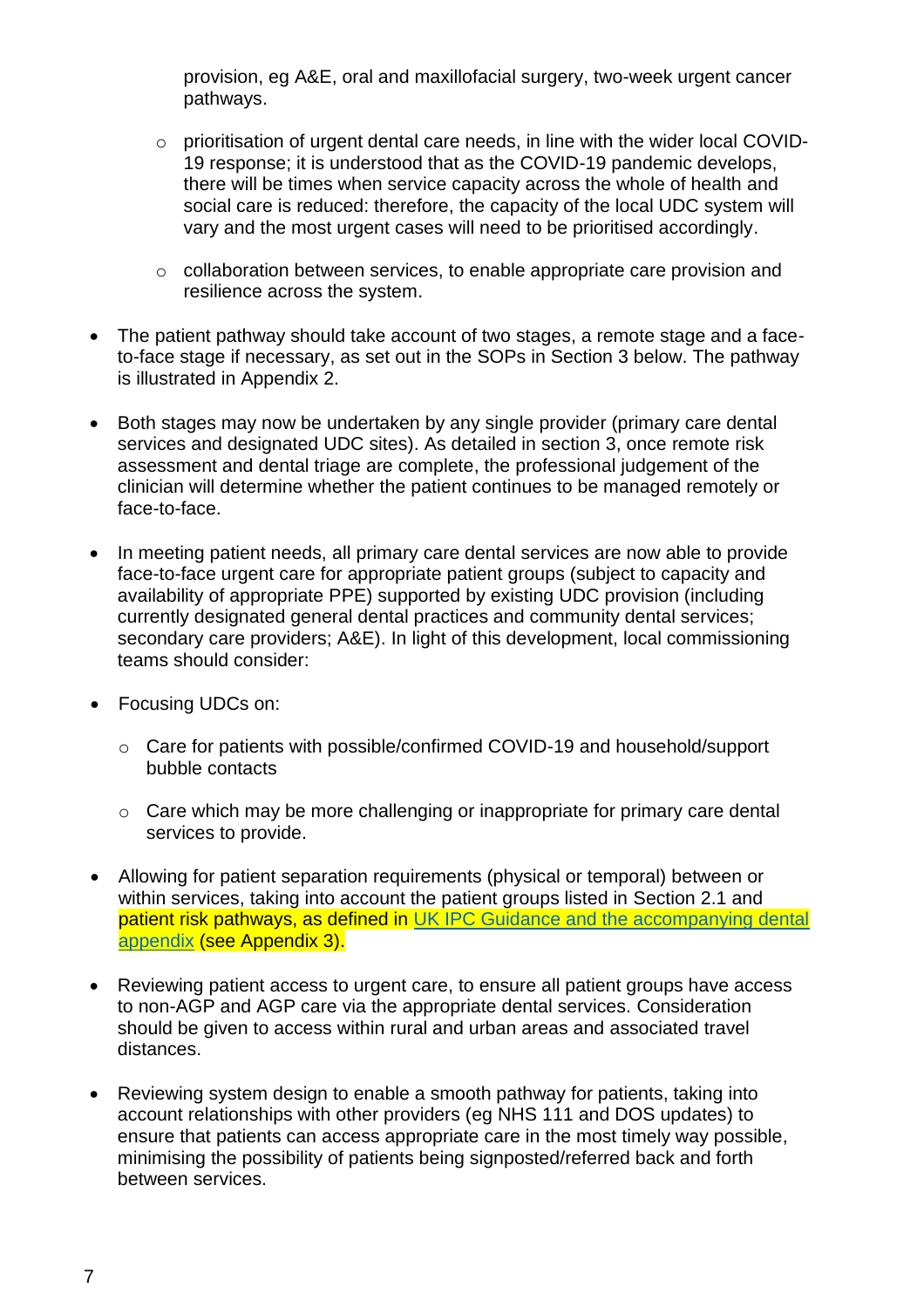provision, eg A&E, oral and maxillofacial surgery, two-week urgent cancer pathways.

  - prioritisation of urgent dental care needs, in line with the wider local COVID-19 response; it is understood that as the COVID-19 pandemic develops, there will be times when service capacity across the whole of health and social care is reduced: therefore, the capacity of the local UDC system will vary and the most urgent cases will need to be prioritised accordingly.

  - collaboration between services, to enable appropriate care provision and resilience across the system.

- The patient pathway should take account of two stages, a remote stage and a face-to-face stage if necessary, as set out in the SOPs in Section 3 below. The pathway is illustrated in Appendix 2.

- Both stages may now be undertaken by any single provider (primary care dental services and designated UDC sites). As detailed in section 3, once remote risk assessment and dental triage are complete, the professional judgement of the clinician will determine whether the patient continues to be managed remotely or face-to-face.

- In meeting patient needs, all primary care dental services are now able to provide face-to-face urgent care for appropriate patient groups (subject to capacity and availability of appropriate PPE) supported by existing UDC provision (including currently designated general dental practices and community dental services; secondary care providers; A&E). In light of this development, local commissioning teams should consider:

- Focusing UDCs on:

  - Care for patients with possible/confirmed COVID-19 and household/support bubble contacts

  - Care which may be more challenging or inappropriate for primary care dental services to provide.

- Allowing for patient separation requirements (physical or temporal) between or within services, taking into account the patient groups listed in Section 2.1 and patient risk pathways, as defined in [UK IPC Guidance and the accompanying dental appendix](UK IPC Guidance and the accompanying dental appendix) (see Appendix 3).

- Reviewing patient access to urgent care, to ensure all patient groups have access to non-AGP and AGP care via the appropriate dental services. Consideration should be given to access within rural and urban areas and associated travel distances.

- Reviewing system design to enable a smooth pathway for patients, taking into account relationships with other providers (eg NHS 111 and DOS updates) to ensure that patients can access appropriate care in the most timely way possible, minimising the possibility of patients being signposted/referred back and forth between services.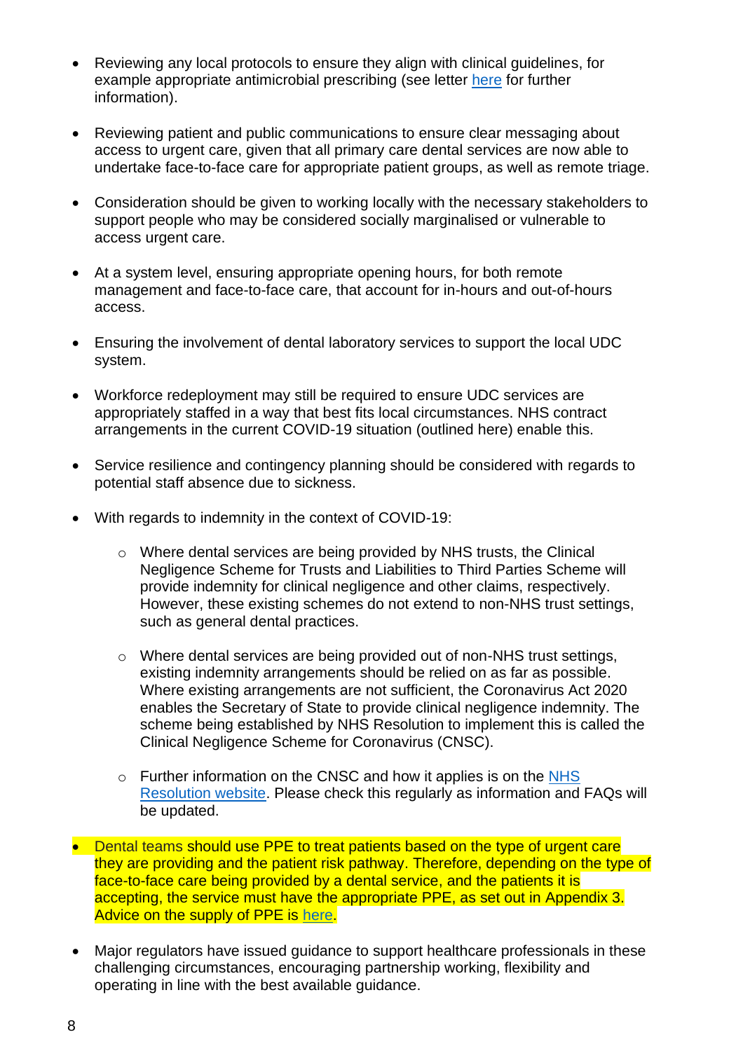- Reviewing any local protocols to ensure they align with clinical guidelines, for example appropriate antimicrobial prescribing (see letter here for further information).

- Reviewing patient and public communications to ensure clear messaging about access to urgent care, given that all primary care dental services are now able to undertake face-to-face care for appropriate patient groups, as well as remote triage.

- Consideration should be given to working locally with the necessary stakeholders to support people who may be considered socially marginalised or vulnerable to access urgent care.

- At a system level, ensuring appropriate opening hours, for both remote management and face-to-face care, that account for in-hours and out-of-hours access.

- Ensuring the involvement of dental laboratory services to support the local UDC system.

- Workforce redeployment may still be required to ensure UDC services are appropriately staffed in a way that best fits local circumstances. NHS contract arrangements in the current COVID-19 situation (outlined here) enable this.

- Service resilience and contingency planning should be considered with regards to potential staff absence due to sickness.

- With regards to indemnity in the context of COVID-19:

  - Where dental services are being provided by NHS trusts, the Clinical Negligence Scheme for Trusts and Liabilities to Third Parties Scheme will provide indemnity for clinical negligence and other claims, respectively. However, these existing schemes do not extend to non-NHS trust settings, such as general dental practices.

  - Where dental services are being provided out of non-NHS trust settings, existing indemnity arrangements should be relied on as far as possible. Where existing arrangements are not sufficient, the Coronavirus Act 2020 enables the Secretary of State to provide clinical negligence indemnity. The scheme being established by NHS Resolution to implement this is called the Clinical Negligence Scheme for Coronavirus (CNSC).

  - Further information on the CNSC and how it applies is on the NHS Resolution website. Please check this regularly as information and FAQs will be updated.

- Dental teams should use PPE to treat patients based on the type of urgent care they are providing and the patient risk pathway. Therefore, depending on the type of face-to-face care being provided by a dental service, and the patients it is accepting, the service must have the appropriate PPE, as set out in Appendix 3. Advice on the supply of PPE is here.

- Major regulators have issued guidance to support healthcare professionals in these challenging circumstances, encouraging partnership working, flexibility and operating in line with the best available guidance.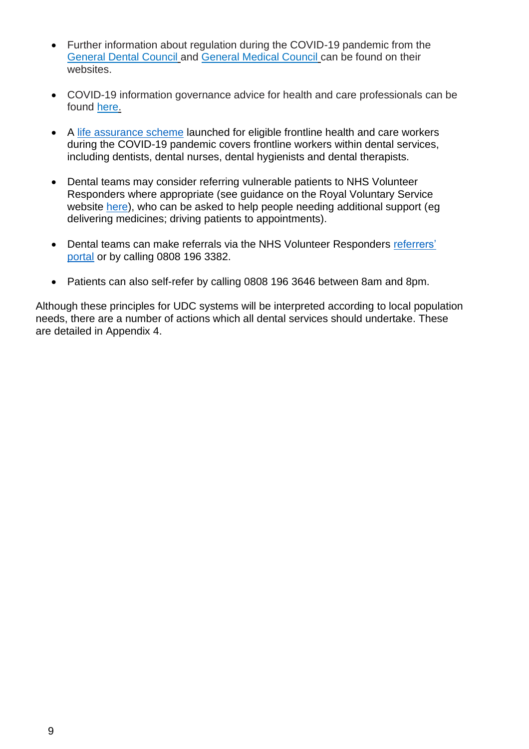- Further information about regulation during the COVID-19 pandemic from the General Dental Council and General Medical Council can be found on their websites.

- COVID-19 information governance advice for health and care professionals can be found here.

- A life assurance scheme launched for eligible frontline health and care workers during the COVID-19 pandemic covers frontline workers within dental services, including dentists, dental nurses, dental hygienists and dental therapists.

- Dental teams may consider referring vulnerable patients to NHS Volunteer Responders where appropriate (see guidance on the Royal Voluntary Service website here), who can be asked to help people needing additional support (eg delivering medicines; driving patients to appointments).

- Dental teams can make referrals via the NHS Volunteer Responders referrers' portal or by calling 0808 196 3382.

- Patients can also self-refer by calling 0808 196 3646 between 8am and 8pm.

Although these principles for UDC systems will be interpreted according to local population needs, there are a number of actions which all dental services should undertake. These are detailed in Appendix 4.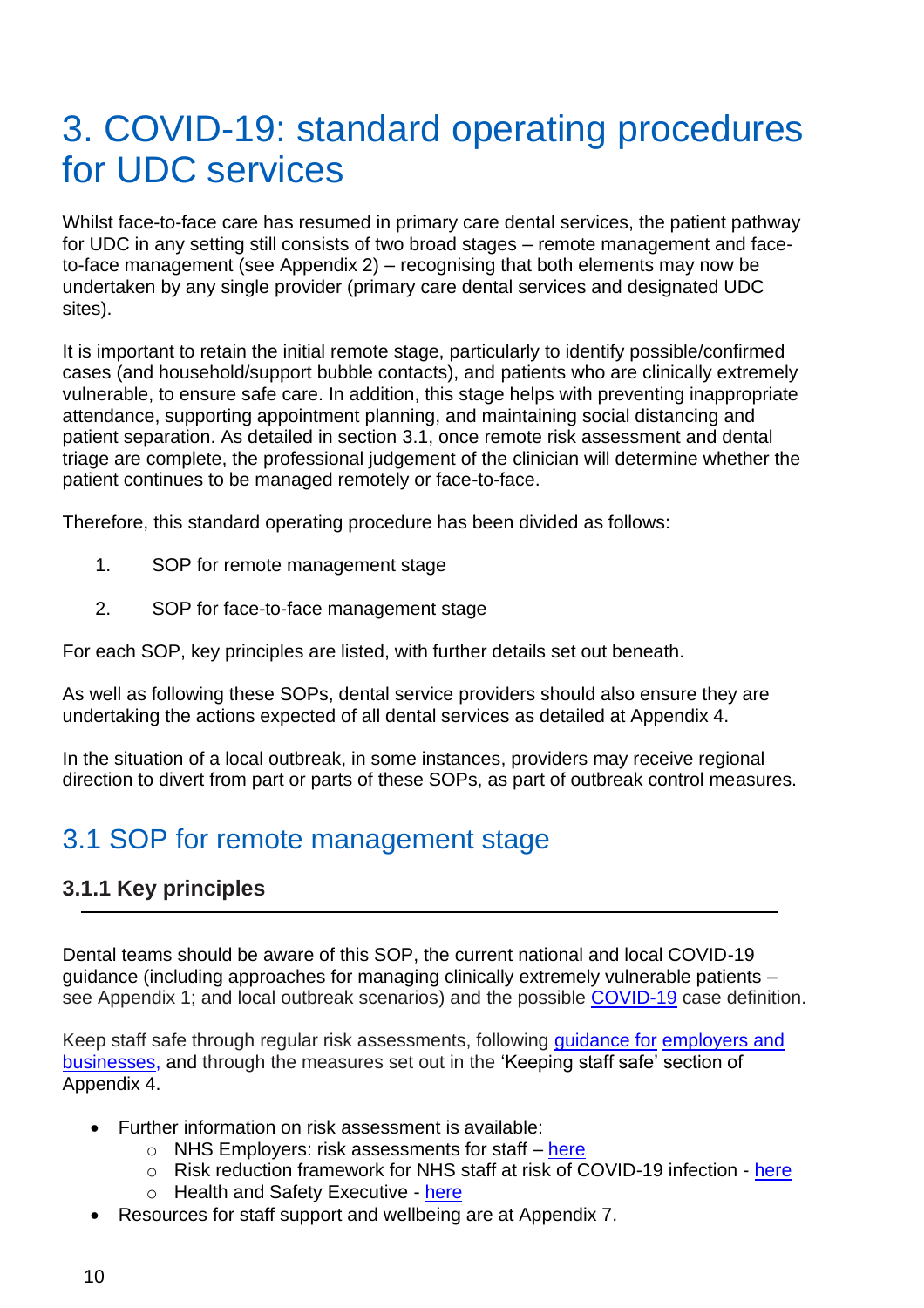# 3. COVID-19: standard operating procedures for UDC services

Whilst face-to-face care has resumed in primary care dental services, the patient pathway for UDC in any setting still consists of two broad stages – remote management and face-to-face management (see Appendix 2) – recognising that both elements may now be undertaken by any single provider (primary care dental services and designated UDC sites).

It is important to retain the initial remote stage, particularly to identify possible/confirmed cases (and household/support bubble contacts), and patients who are clinically extremely vulnerable, to ensure safe care. In addition, this stage helps with preventing inappropriate attendance, supporting appointment planning, and maintaining social distancing and patient separation. As detailed in section 3.1, once remote risk assessment and dental triage are complete, the professional judgement of the clinician will determine whether the patient continues to be managed remotely or face-to-face.

Therefore, this standard operating procedure has been divided as follows:

1. SOP for remote management stage
2. SOP for face-to-face management stage

For each SOP, key principles are listed, with further details set out beneath.

As well as following these SOPs, dental service providers should also ensure they are undertaking the actions expected of all dental services as detailed at Appendix 4.

In the situation of a local outbreak, in some instances, providers may receive regional direction to divert from part or parts of these SOPs, as part of outbreak control measures.

## 3.1 SOP for remote management stage

### 3.1.1 Key principles

Dental teams should be aware of this SOP, the current national and local COVID-19 guidance (including approaches for managing clinically extremely vulnerable patients – see Appendix 1; and local outbreak scenarios) and the possible COVID-19 case definition.

Keep staff safe through regular risk assessments, following guidance for employers and businesses, and through the measures set out in the 'Keeping staff safe' section of Appendix 4.

- Further information on risk assessment is available:
  - NHS Employers: risk assessments for staff – here
  - Risk reduction framework for NHS staff at risk of COVID-19 infection - here
  - Health and Safety Executive - here
- Resources for staff support and wellbeing are at Appendix 7.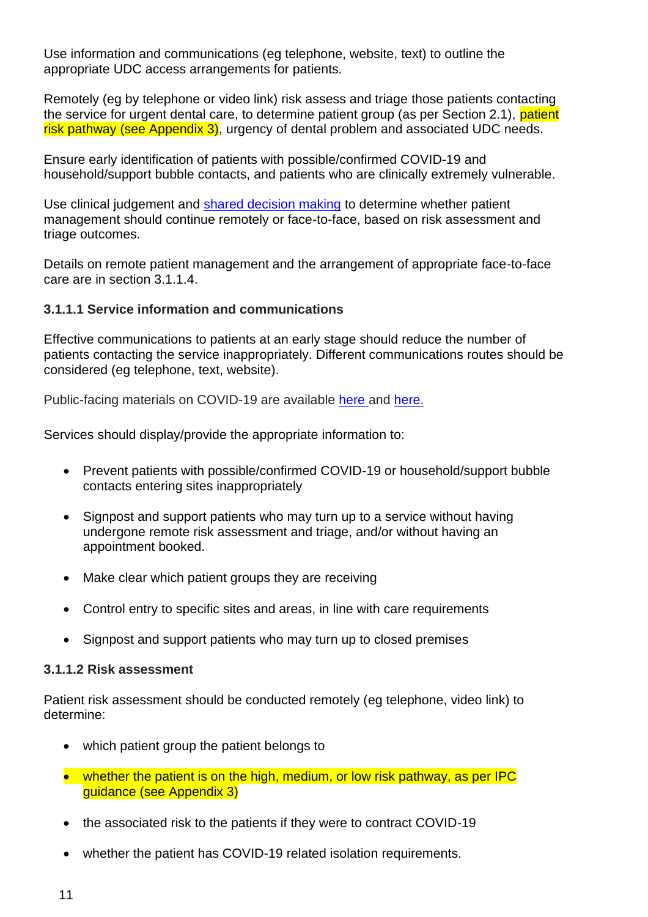Use information and communications (eg telephone, website, text) to outline the appropriate UDC access arrangements for patients.

Remotely (eg by telephone or video link) risk assess and triage those patients contacting the service for urgent dental care, to determine patient group (as per Section 2.1), patient risk pathway (see Appendix 3), urgency of dental problem and associated UDC needs.

Ensure early identification of patients with possible/confirmed COVID-19 and household/support bubble contacts, and patients who are clinically extremely vulnerable.

Use clinical judgement and shared decision making to determine whether patient management should continue remotely or face-to-face, based on risk assessment and triage outcomes.

Details on remote patient management and the arrangement of appropriate face-to-face care are in section 3.1.1.4.

#### 3.1.1.1 Service information and communications

Effective communications to patients at an early stage should reduce the number of patients contacting the service inappropriately. Different communications routes should be considered (eg telephone, text, website).

Public-facing materials on COVID-19 are available here and here.

Services should display/provide the appropriate information to:

- Prevent patients with possible/confirmed COVID-19 or household/support bubble contacts entering sites inappropriately
- Signpost and support patients who may turn up to a service without having undergone remote risk assessment and triage, and/or without having an appointment booked.
- Make clear which patient groups they are receiving
- Control entry to specific sites and areas, in line with care requirements
- Signpost and support patients who may turn up to closed premises

#### 3.1.1.2 Risk assessment

Patient risk assessment should be conducted remotely (eg telephone, video link) to determine:

- which patient group the patient belongs to
- whether the patient is on the high, medium, or low risk pathway, as per IPC guidance (see Appendix 3)
- the associated risk to the patients if they were to contract COVID-19
- whether the patient has COVID-19 related isolation requirements.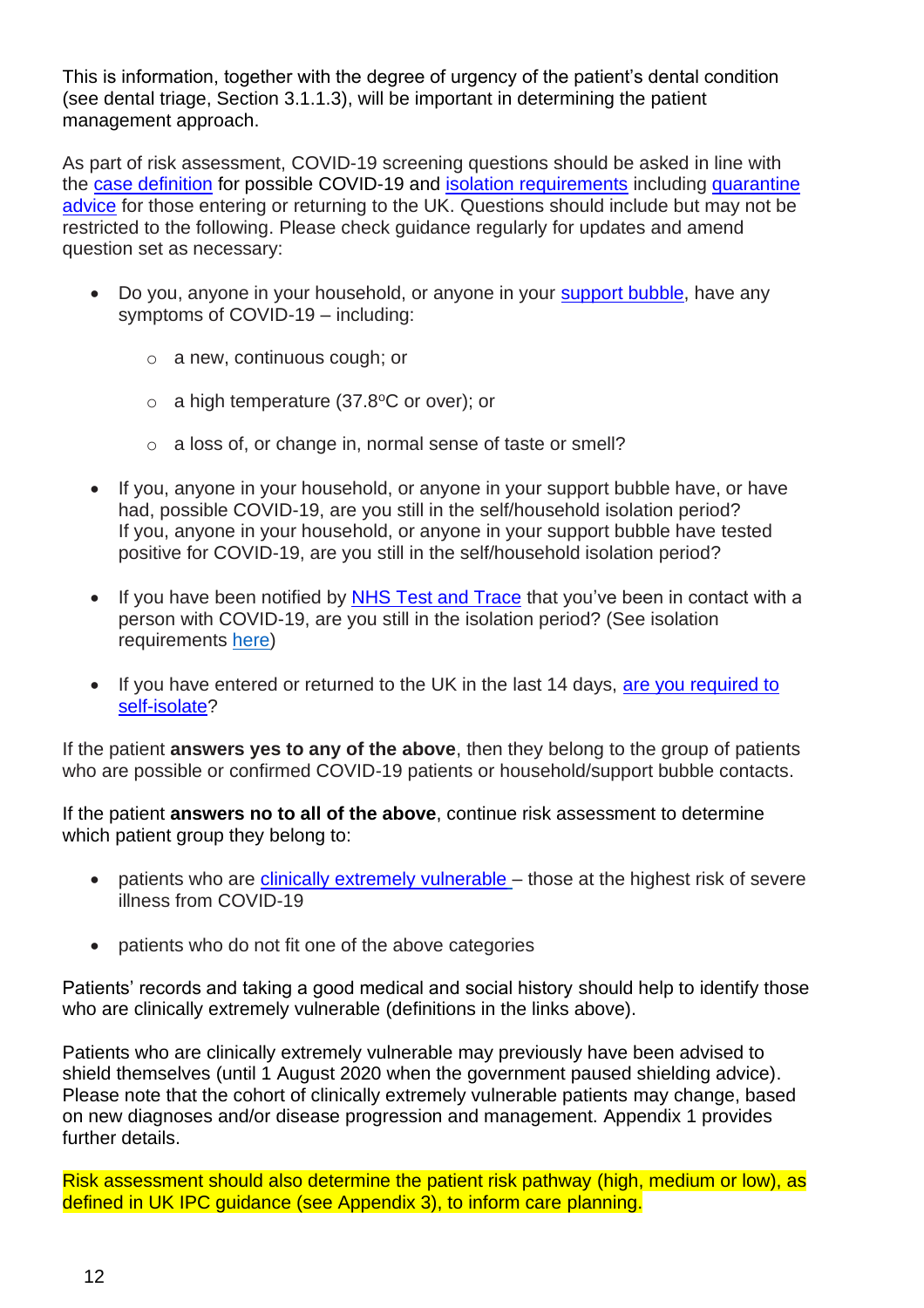This is information, together with the degree of urgency of the patient's dental condition (see dental triage, Section 3.1.1.3), will be important in determining the patient management approach.

As part of risk assessment, COVID-19 screening questions should be asked in line with the case definition for possible COVID-19 and isolation requirements including quarantine advice for those entering or returning to the UK. Questions should include but may not be restricted to the following. Please check guidance regularly for updates and amend question set as necessary:

- Do you, anyone in your household, or anyone in your support bubble, have any symptoms of COVID-19 – including:
  - a new, continuous cough; or
  - a high temperature (37.8ºC or over); or
  - a loss of, or change in, normal sense of taste or smell?
- If you, anyone in your household, or anyone in your support bubble have, or have had, possible COVID-19, are you still in the self/household isolation period? If you, anyone in your household, or anyone in your support bubble have tested positive for COVID-19, are you still in the self/household isolation period?
- If you have been notified by NHS Test and Trace that you've been in contact with a person with COVID-19, are you still in the isolation period? (See isolation requirements here)
- If you have entered or returned to the UK in the last 14 days, are you required to self-isolate?

If the patient **answers yes to any of the above**, then they belong to the group of patients who are possible or confirmed COVID-19 patients or household/support bubble contacts.

If the patient **answers no to all of the above**, continue risk assessment to determine which patient group they belong to:

- patients who are clinically extremely vulnerable – those at the highest risk of severe illness from COVID-19
- patients who do not fit one of the above categories

Patients' records and taking a good medical and social history should help to identify those who are clinically extremely vulnerable (definitions in the links above).

Patients who are clinically extremely vulnerable may previously have been advised to shield themselves (until 1 August 2020 when the government paused shielding advice). Please note that the cohort of clinically extremely vulnerable patients may change, based on new diagnoses and/or disease progression and management. Appendix 1 provides further details.

Risk assessment should also determine the patient risk pathway (high, medium or low), as defined in UK IPC guidance (see Appendix 3), to inform care planning.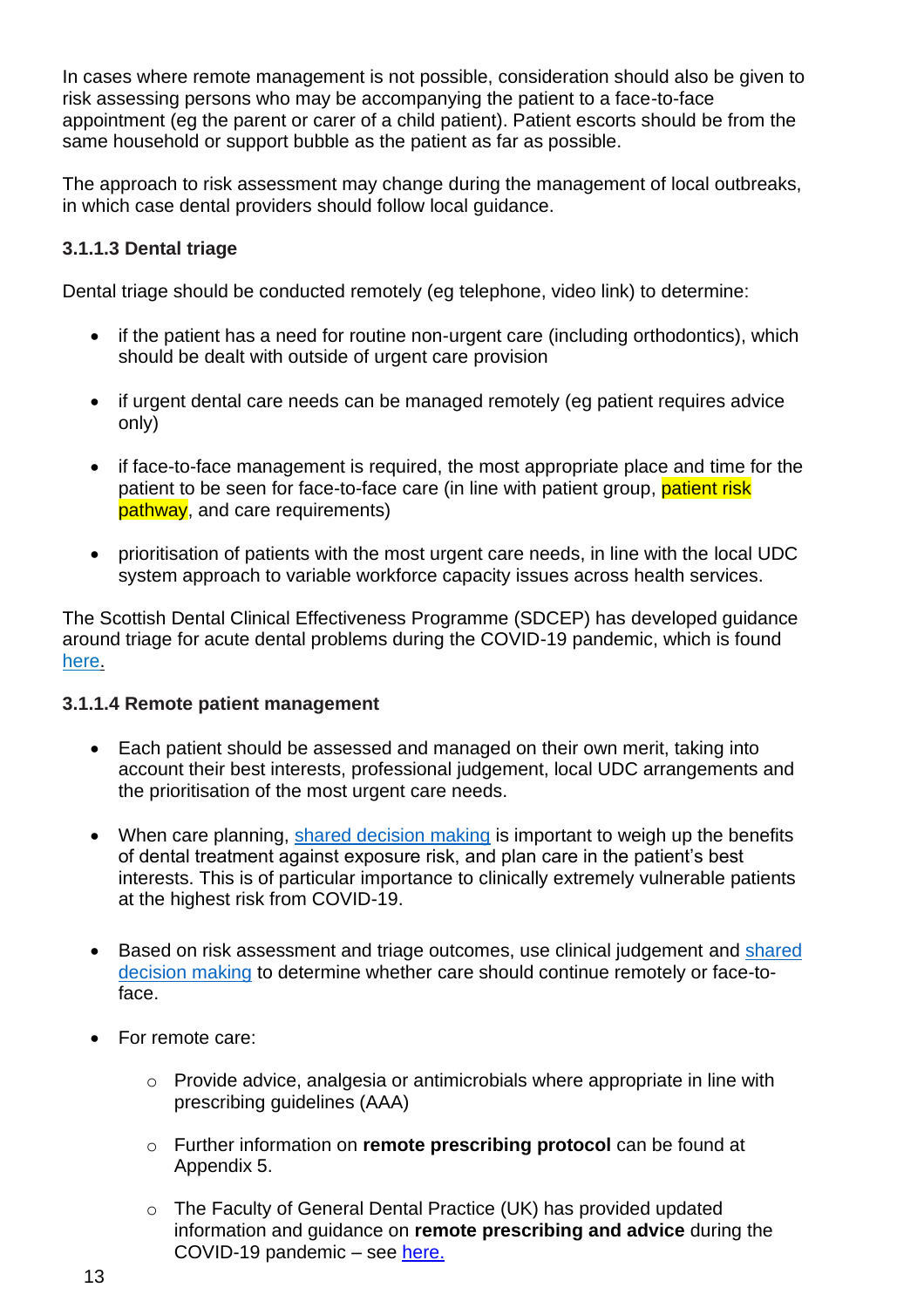In cases where remote management is not possible, consideration should also be given to risk assessing persons who may be accompanying the patient to a face-to-face appointment (eg the parent or carer of a child patient). Patient escorts should be from the same household or support bubble as the patient as far as possible.

The approach to risk assessment may change during the management of local outbreaks, in which case dental providers should follow local guidance.

#### 3.1.1.3 Dental triage

Dental triage should be conducted remotely (eg telephone, video link) to determine:

- if the patient has a need for routine non-urgent care (including orthodontics), which should be dealt with outside of urgent care provision
- if urgent dental care needs can be managed remotely (eg patient requires advice only)
- if face-to-face management is required, the most appropriate place and time for the patient to be seen for face-to-face care (in line with patient group, patient risk pathway, and care requirements)
- prioritisation of patients with the most urgent care needs, in line with the local UDC system approach to variable workforce capacity issues across health services.

The Scottish Dental Clinical Effectiveness Programme (SDCEP) has developed guidance around triage for acute dental problems during the COVID-19 pandemic, which is found here.

#### 3.1.1.4 Remote patient management

- Each patient should be assessed and managed on their own merit, taking into account their best interests, professional judgement, local UDC arrangements and the prioritisation of the most urgent care needs.
- When care planning, shared decision making is important to weigh up the benefits of dental treatment against exposure risk, and plan care in the patient's best interests. This is of particular importance to clinically extremely vulnerable patients at the highest risk from COVID-19.
- Based on risk assessment and triage outcomes, use clinical judgement and shared decision making to determine whether care should continue remotely or face-to-face.
- For remote care:
    - Provide advice, analgesia or antimicrobials where appropriate in line with prescribing guidelines (AAA)
    - Further information on **remote prescribing protocol** can be found at Appendix 5.
    - The Faculty of General Dental Practice (UK) has provided updated information and guidance on **remote prescribing and advice** during the COVID-19 pandemic – see here.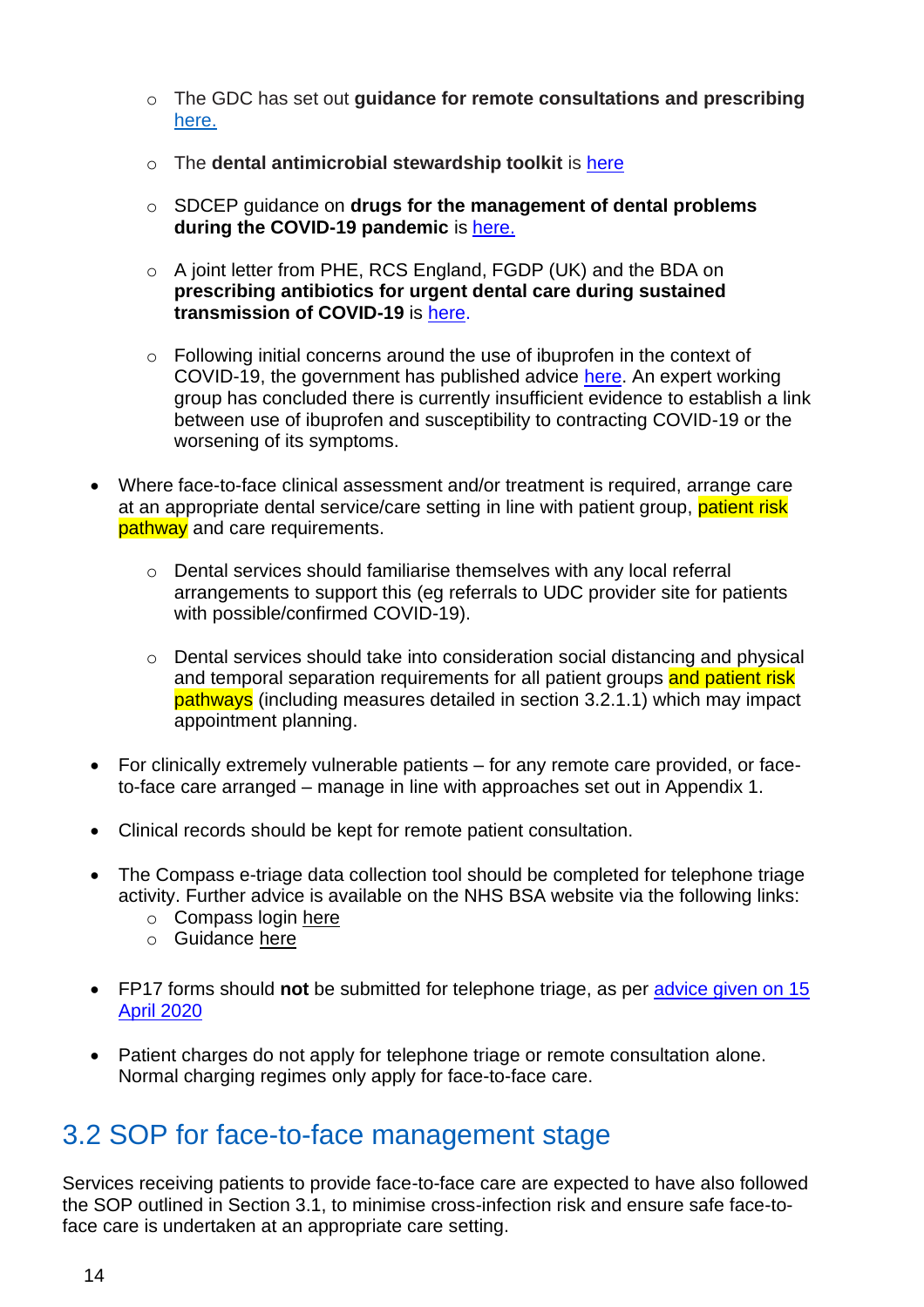- The GDC has set out **guidance for remote consultations and prescribing** here.

  - The **dental antimicrobial stewardship toolkit** is here

  - SDCEP guidance on **drugs for the management of dental problems during the COVID-19 pandemic** is here.

  - A joint letter from PHE, RCS England, FGDP (UK) and the BDA on **prescribing antibiotics for urgent dental care during sustained transmission of COVID-19** is here.

  - Following initial concerns around the use of ibuprofen in the context of COVID-19, the government has published advice here. An expert working group has concluded there is currently insufficient evidence to establish a link between use of ibuprofen and susceptibility to contracting COVID-19 or the worsening of its symptoms.

- Where face-to-face clinical assessment and/or treatment is required, arrange care at an appropriate dental service/care setting in line with patient group, patient risk pathway and care requirements.

  - Dental services should familiarise themselves with any local referral arrangements to support this (eg referrals to UDC provider site for patients with possible/confirmed COVID-19).

  - Dental services should take into consideration social distancing and physical and temporal separation requirements for all patient groups and patient risk pathways (including measures detailed in section 3.2.1.1) which may impact appointment planning.

- For clinically extremely vulnerable patients – for any remote care provided, or face-to-face care arranged – manage in line with approaches set out in Appendix 1.

- Clinical records should be kept for remote patient consultation.

- The Compass e-triage data collection tool should be completed for telephone triage activity. Further advice is available on the NHS BSA website via the following links:
  - Compass login here
  - Guidance here

- FP17 forms should **not** be submitted for telephone triage, as per advice given on 15 April 2020

- Patient charges do not apply for telephone triage or remote consultation alone. Normal charging regimes only apply for face-to-face care.

## 3.2 SOP for face-to-face management stage

Services receiving patients to provide face-to-face care are expected to have also followed the SOP outlined in Section 3.1, to minimise cross-infection risk and ensure safe face-to-face care is undertaken at an appropriate care setting.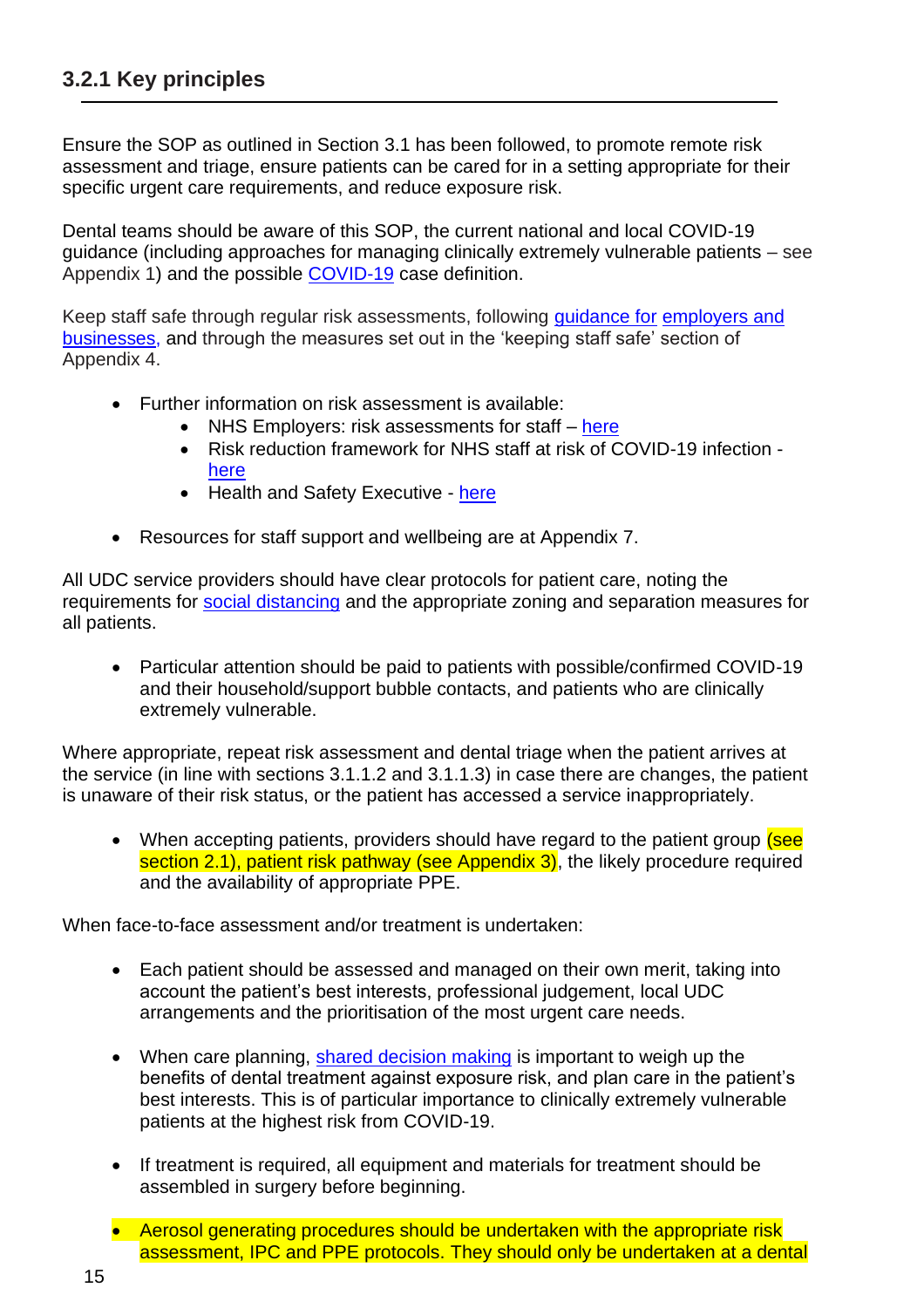### 3.2.1 Key principles

Ensure the SOP as outlined in Section 3.1 has been followed, to promote remote risk assessment and triage, ensure patients can be cared for in a setting appropriate for their specific urgent care requirements, and reduce exposure risk.

Dental teams should be aware of this SOP, the current national and local COVID-19 guidance (including approaches for managing clinically extremely vulnerable patients – see Appendix 1) and the possible COVID-19 case definition.

Keep staff safe through regular risk assessments, following guidance for employers and businesses, and through the measures set out in the 'keeping staff safe' section of Appendix 4.

- Further information on risk assessment is available:
  - NHS Employers: risk assessments for staff – here
  - Risk reduction framework for NHS staff at risk of COVID-19 infection - here
  - Health and Safety Executive - here
- Resources for staff support and wellbeing are at Appendix 7.

All UDC service providers should have clear protocols for patient care, noting the requirements for social distancing and the appropriate zoning and separation measures for all patients.

- Particular attention should be paid to patients with possible/confirmed COVID-19 and their household/support bubble contacts, and patients who are clinically extremely vulnerable.

Where appropriate, repeat risk assessment and dental triage when the patient arrives at the service (in line with sections 3.1.1.2 and 3.1.1.3) in case there are changes, the patient is unaware of their risk status, or the patient has accessed a service inappropriately.

- When accepting patients, providers should have regard to the patient group (see section 2.1), patient risk pathway (see Appendix 3), the likely procedure required and the availability of appropriate PPE.

When face-to-face assessment and/or treatment is undertaken:

- Each patient should be assessed and managed on their own merit, taking into account the patient's best interests, professional judgement, local UDC arrangements and the prioritisation of the most urgent care needs.
- When care planning, shared decision making is important to weigh up the benefits of dental treatment against exposure risk, and plan care in the patient's best interests. This is of particular importance to clinically extremely vulnerable patients at the highest risk from COVID-19.
- If treatment is required, all equipment and materials for treatment should be assembled in surgery before beginning.
- Aerosol generating procedures should be undertaken with the appropriate risk assessment, IPC and PPE protocols. They should only be undertaken at a dental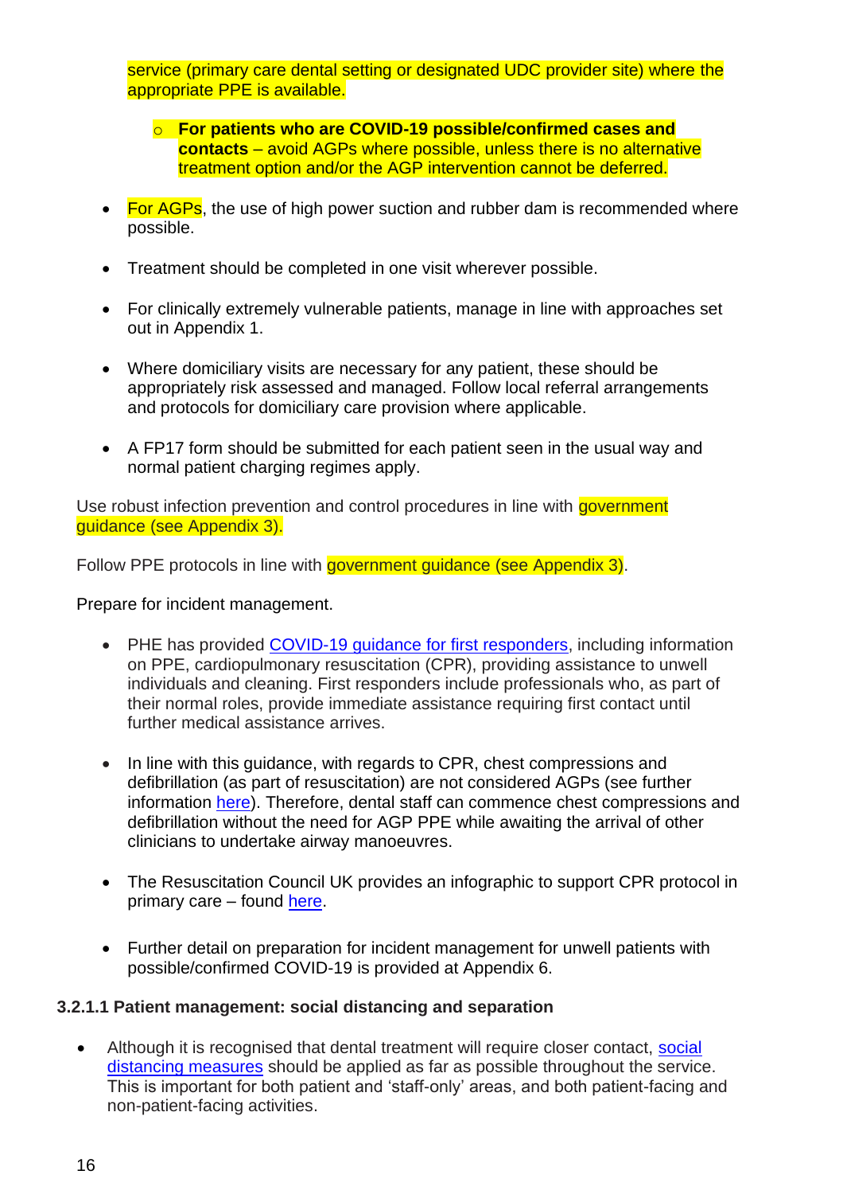service (primary care dental setting or designated UDC provider site) where the appropriate PPE is available.

  - **For patients who are COVID-19 possible/confirmed cases and contacts** – avoid AGPs where possible, unless there is no alternative treatment option and/or the AGP intervention cannot be deferred.

- For AGPs, the use of high power suction and rubber dam is recommended where possible.

- Treatment should be completed in one visit wherever possible.

- For clinically extremely vulnerable patients, manage in line with approaches set out in Appendix 1.

- Where domiciliary visits are necessary for any patient, these should be appropriately risk assessed and managed. Follow local referral arrangements and protocols for domiciliary care provision where applicable.

- A FP17 form should be submitted for each patient seen in the usual way and normal patient charging regimes apply.

Use robust infection prevention and control procedures in line with government guidance (see Appendix 3).

Follow PPE protocols in line with government guidance (see Appendix 3).

Prepare for incident management.

- PHE has provided COVID-19 guidance for first responders, including information on PPE, cardiopulmonary resuscitation (CPR), providing assistance to unwell individuals and cleaning. First responders include professionals who, as part of their normal roles, provide immediate assistance requiring first contact until further medical assistance arrives.

- In line with this guidance, with regards to CPR, chest compressions and defibrillation (as part of resuscitation) are not considered AGPs (see further information here). Therefore, dental staff can commence chest compressions and defibrillation without the need for AGP PPE while awaiting the arrival of other clinicians to undertake airway manoeuvres.

- The Resuscitation Council UK provides an infographic to support CPR protocol in primary care – found here.

- Further detail on preparation for incident management for unwell patients with possible/confirmed COVID-19 is provided at Appendix 6.

#### 3.2.1.1 Patient management: social distancing and separation

- Although it is recognised that dental treatment will require closer contact, social distancing measures should be applied as far as possible throughout the service. This is important for both patient and 'staff-only' areas, and both patient-facing and non-patient-facing activities.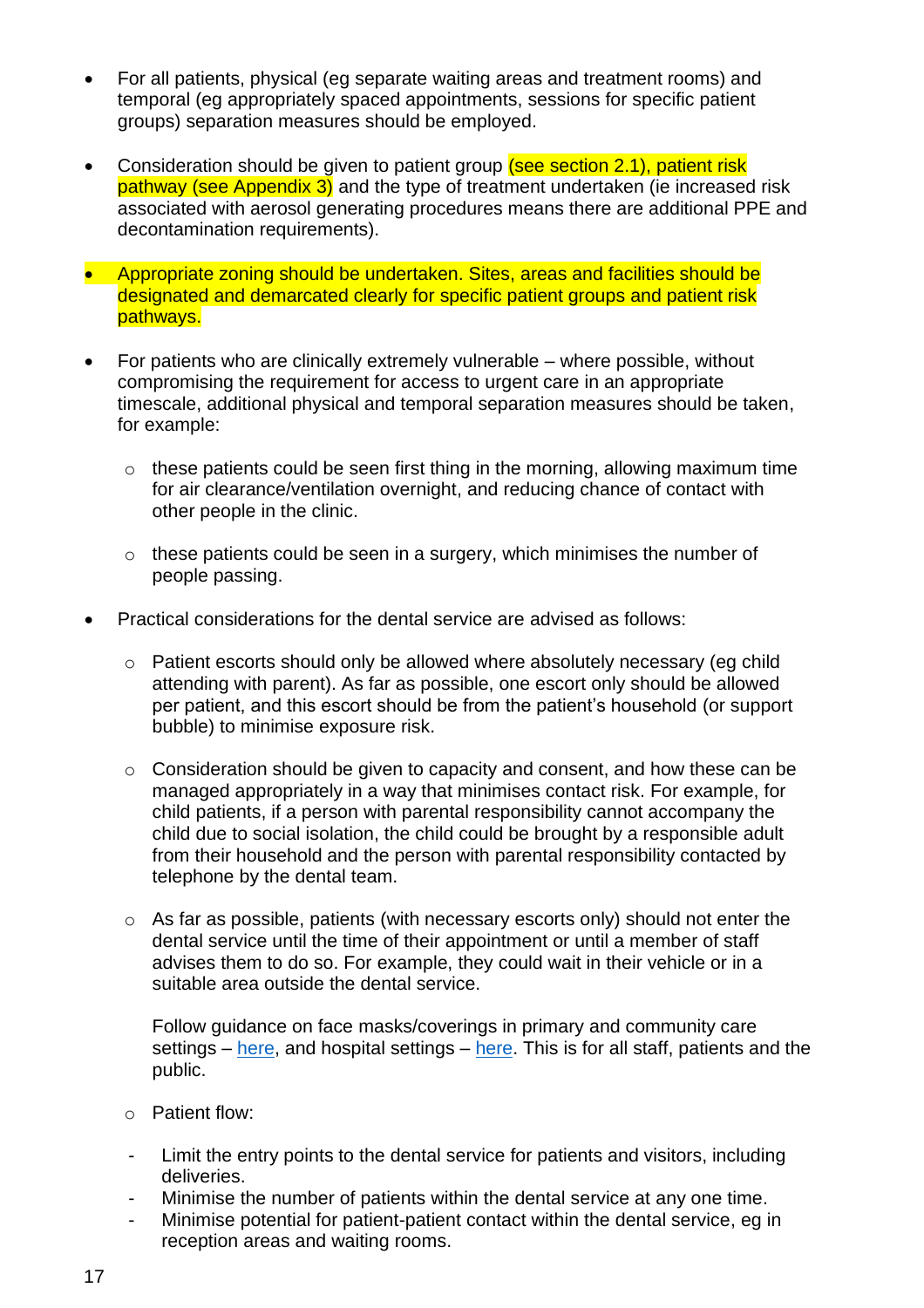- For all patients, physical (eg separate waiting areas and treatment rooms) and temporal (eg appropriately spaced appointments, sessions for specific patient groups) separation measures should be employed.

- Consideration should be given to patient group (see section 2.1), patient risk pathway (see Appendix 3) and the type of treatment undertaken (ie increased risk associated with aerosol generating procedures means there are additional PPE and decontamination requirements).

- Appropriate zoning should be undertaken. Sites, areas and facilities should be designated and demarcated clearly for specific patient groups and patient risk pathways.

- For patients who are clinically extremely vulnerable – where possible, without compromising the requirement for access to urgent care in an appropriate timescale, additional physical and temporal separation measures should be taken, for example:

  - these patients could be seen first thing in the morning, allowing maximum time for air clearance/ventilation overnight, and reducing chance of contact with other people in the clinic.

  - these patients could be seen in a surgery, which minimises the number of people passing.

- Practical considerations for the dental service are advised as follows:

  - Patient escorts should only be allowed where absolutely necessary (eg child attending with parent). As far as possible, one escort only should be allowed per patient, and this escort should be from the patient's household (or support bubble) to minimise exposure risk.

  - Consideration should be given to capacity and consent, and how these can be managed appropriately in a way that minimises contact risk. For example, for child patients, if a person with parental responsibility cannot accompany the child due to social isolation, the child could be brought by a responsible adult from their household and the person with parental responsibility contacted by telephone by the dental team.

  - As far as possible, patients (with necessary escorts only) should not enter the dental service until the time of their appointment or until a member of staff advises them to do so. For example, they could wait in their vehicle or in a suitable area outside the dental service.

    Follow guidance on face masks/coverings in primary and community care settings – here, and hospital settings – here. This is for all staff, patients and the public.

  - Patient flow:

    - Limit the entry points to the dental service for patients and visitors, including deliveries.
    - Minimise the number of patients within the dental service at any one time.
    - Minimise potential for patient-patient contact within the dental service, eg in reception areas and waiting rooms.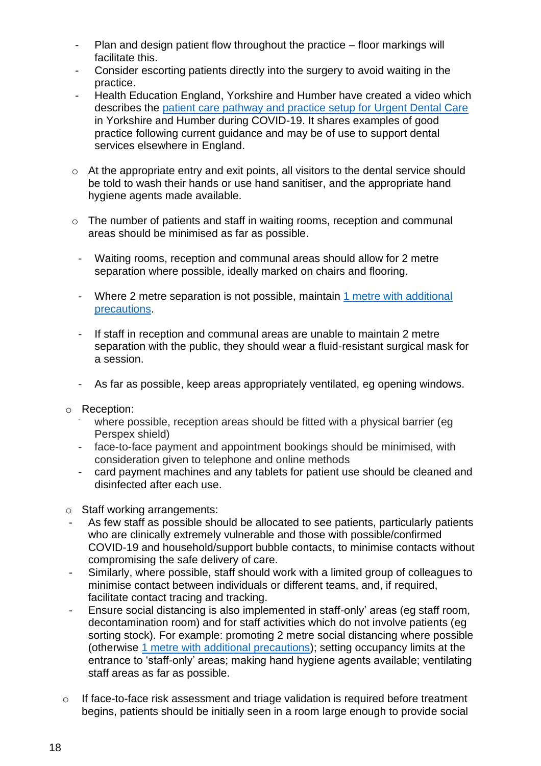- Plan and design patient flow throughout the practice – floor markings will facilitate this.
  - Consider escorting patients directly into the surgery to avoid waiting in the practice.
  - Health Education England, Yorkshire and Humber have created a video which describes the [patient care pathway and practice setup for Urgent Dental Care]() in Yorkshire and Humber during COVID-19. It shares examples of good practice following current guidance and may be of use to support dental services elsewhere in England.

- At the appropriate entry and exit points, all visitors to the dental service should be told to wash their hands or use hand sanitiser, and the appropriate hand hygiene agents made available.

- The number of patients and staff in waiting rooms, reception and communal areas should be minimised as far as possible.

  - Waiting rooms, reception and communal areas should allow for 2 metre separation where possible, ideally marked on chairs and flooring.

  - Where 2 metre separation is not possible, maintain [1 metre with additional precautions]().

  - If staff in reception and communal areas are unable to maintain 2 metre separation with the public, they should wear a fluid-resistant surgical mask for a session.

  - As far as possible, keep areas appropriately ventilated, eg opening windows.

- Reception:
  - where possible, reception areas should be fitted with a physical barrier (eg Perspex shield)
  - face-to-face payment and appointment bookings should be minimised, with consideration given to telephone and online methods
  - card payment machines and any tablets for patient use should be cleaned and disinfected after each use.

- Staff working arrangements:
  - As few staff as possible should be allocated to see patients, particularly patients who are clinically extremely vulnerable and those with possible/confirmed COVID-19 and household/support bubble contacts, to minimise contacts without compromising the safe delivery of care.
  - Similarly, where possible, staff should work with a limited group of colleagues to minimise contact between individuals or different teams, and, if required, facilitate contact tracing and tracking.
  - Ensure social distancing is also implemented in staff-only' areas (eg staff room, decontamination room) and for staff activities which do not involve patients (eg sorting stock). For example: promoting 2 metre social distancing where possible (otherwise [1 metre with additional precautions]()); setting occupancy limits at the entrance to 'staff-only' areas; making hand hygiene agents available; ventilating staff areas as far as possible.

- If face-to-face risk assessment and triage validation is required before treatment begins, patients should be initially seen in a room large enough to provide social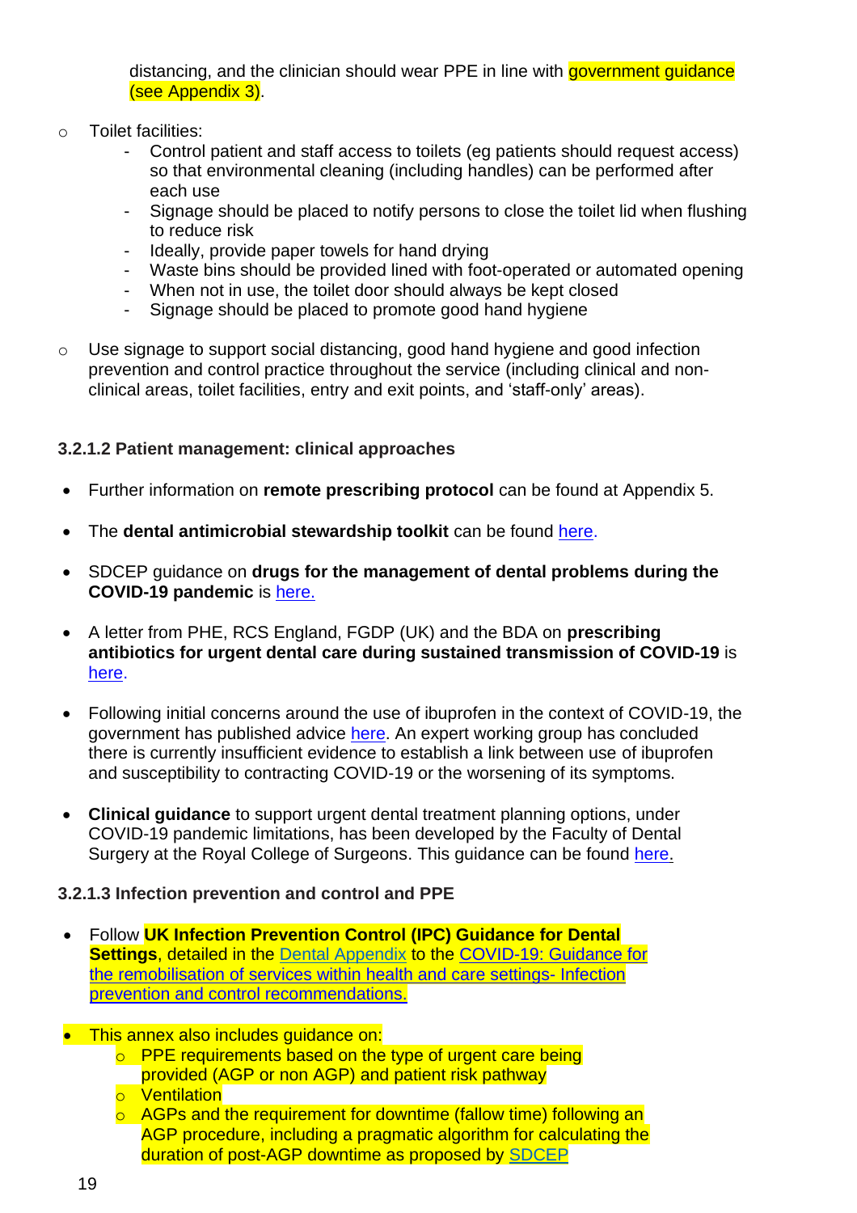distancing, and the clinician should wear PPE in line with government guidance (see Appendix 3).

- Toilet facilities:
  - Control patient and staff access to toilets (eg patients should request access) so that environmental cleaning (including handles) can be performed after each use
  - Signage should be placed to notify persons to close the toilet lid when flushing to reduce risk
  - Ideally, provide paper towels for hand drying
  - Waste bins should be provided lined with foot-operated or automated opening
  - When not in use, the toilet door should always be kept closed
  - Signage should be placed to promote good hand hygiene
- Use signage to support social distancing, good hand hygiene and good infection prevention and control practice throughout the service (including clinical and non-clinical areas, toilet facilities, entry and exit points, and 'staff-only' areas).

#### 3.2.1.2 Patient management: clinical approaches

- Further information on **remote prescribing protocol** can be found at Appendix 5.
- The **dental antimicrobial stewardship toolkit** can be found here.
- SDCEP guidance on **drugs for the management of dental problems during the COVID-19 pandemic** is here.
- A letter from PHE, RCS England, FGDP (UK) and the BDA on **prescribing antibiotics for urgent dental care during sustained transmission of COVID-19** is here.
- Following initial concerns around the use of ibuprofen in the context of COVID-19, the government has published advice here. An expert working group has concluded there is currently insufficient evidence to establish a link between use of ibuprofen and susceptibility to contracting COVID-19 or the worsening of its symptoms.
- **Clinical guidance** to support urgent dental treatment planning options, under COVID-19 pandemic limitations, has been developed by the Faculty of Dental Surgery at the Royal College of Surgeons. This guidance can be found here.

#### 3.2.1.3 Infection prevention and control and PPE

- Follow **UK Infection Prevention Control (IPC) Guidance for Dental Settings**, detailed in the Dental Appendix to the COVID-19: Guidance for the remobilisation of services within health and care settings- Infection prevention and control recommendations.
- This annex also includes guidance on:
  - PPE requirements based on the type of urgent care being provided (AGP or non AGP) and patient risk pathway
  - Ventilation
  - AGPs and the requirement for downtime (fallow time) following an AGP procedure, including a pragmatic algorithm for calculating the duration of post-AGP downtime as proposed by SDCEP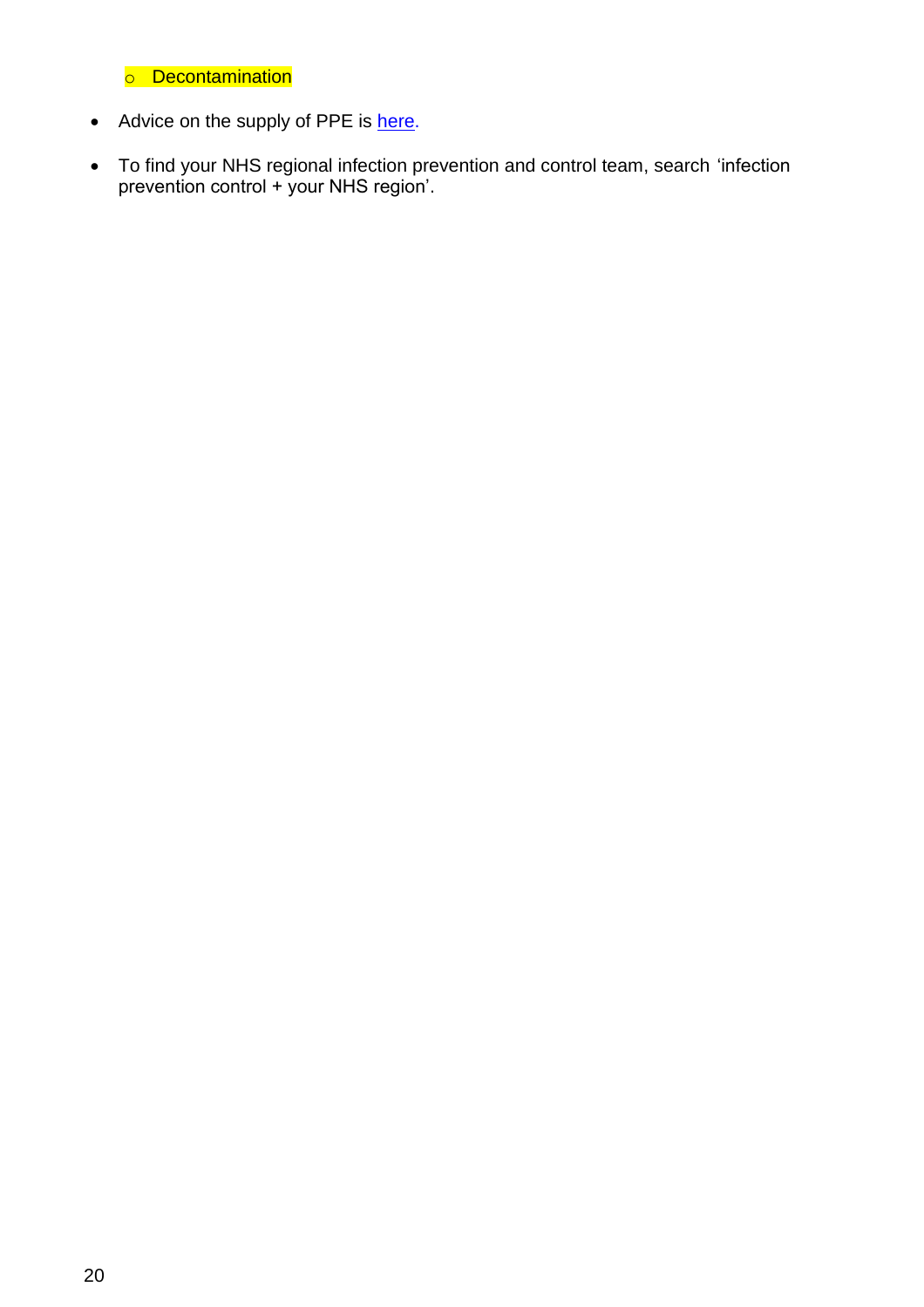- Decontamination

- Advice on the supply of PPE is [here](#).
- To find your NHS regional infection prevention and control team, search 'infection prevention control + your NHS region'.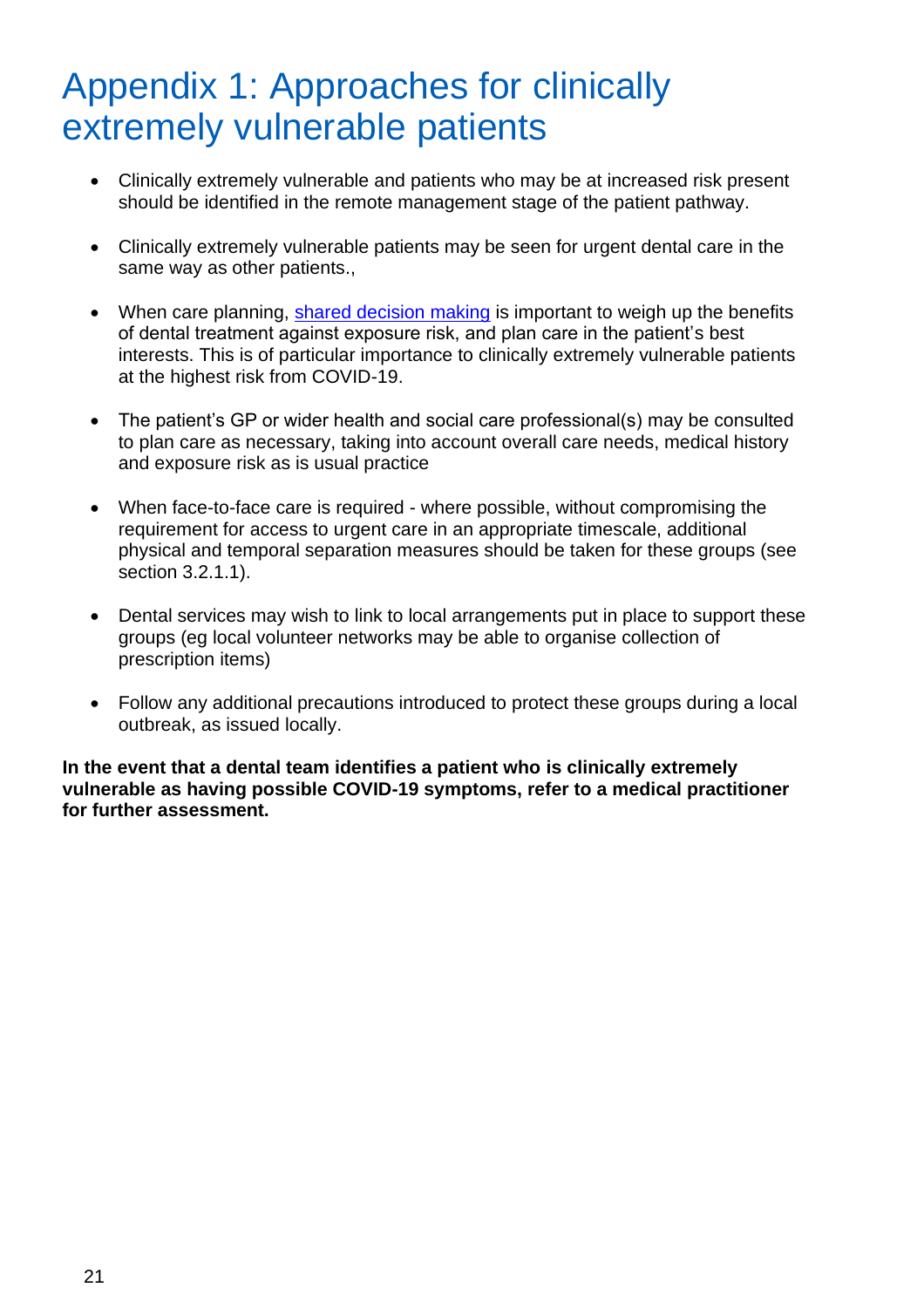# Appendix 1: Approaches for clinically extremely vulnerable patients

- Clinically extremely vulnerable and patients who may be at increased risk present should be identified in the remote management stage of the patient pathway.

- Clinically extremely vulnerable patients may be seen for urgent dental care in the same way as other patients.,

- When care planning, shared decision making is important to weigh up the benefits of dental treatment against exposure risk, and plan care in the patient's best interests. This is of particular importance to clinically extremely vulnerable patients at the highest risk from COVID-19.

- The patient's GP or wider health and social care professional(s) may be consulted to plan care as necessary, taking into account overall care needs, medical history and exposure risk as is usual practice

- When face-to-face care is required - where possible, without compromising the requirement for access to urgent care in an appropriate timescale, additional physical and temporal separation measures should be taken for these groups (see section 3.2.1.1).

- Dental services may wish to link to local arrangements put in place to support these groups (eg local volunteer networks may be able to organise collection of prescription items)

- Follow any additional precautions introduced to protect these groups during a local outbreak, as issued locally.

**In the event that a dental team identifies a patient who is clinically extremely vulnerable as having possible COVID-19 symptoms, refer to a medical practitioner for further assessment.**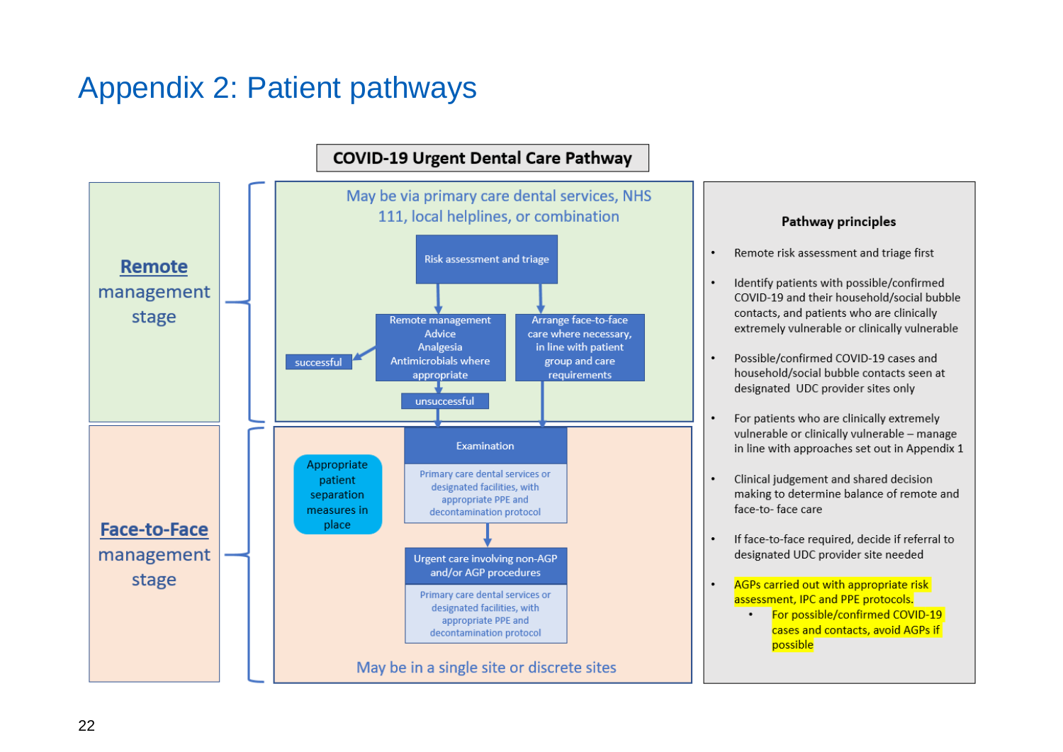# Appendix 2: Patient pathways

## COVID-19 Urgent Dental Care Pathway

**Remote management stage**

May be via primary care dental services, NHS 111, local helplines, or combination

- Risk assessment and triage
  - Remote management: Advice, Analgesia, Antimicrobials where appropriate
    - successful
    - unsuccessful → Examination
  - Arrange face-to-face care where necessary, in line with patient group and care requirements → Examination

**Face-to-Face management stage**

- Examination
  - Primary care dental services or designated facilities, with appropriate PPE and decontamination protocol
- Urgent care involving non-AGP and/or AGP procedures
  - Primary care dental services or designated facilities, with appropriate PPE and decontamination protocol

Appropriate patient separation measures in place

May be in a single site or discrete sites

### Pathway principles

- Remote risk assessment and triage first
- Identify patients with possible/confirmed COVID-19 and their household/social bubble contacts, and patients who are clinically extremely vulnerable or clinically vulnerable
- Possible/confirmed COVID-19 cases and household/social bubble contacts seen at designated UDC provider sites only
- For patients who are clinically extremely vulnerable or clinically vulnerable – manage in line with approaches set out in Appendix 1
- Clinical judgement and shared decision making to determine balance of remote and face-to- face care
- If face-to-face required, decide if referral to designated UDC provider site needed
- AGPs carried out with appropriate risk assessment, IPC and PPE protocols.
  - For possible/confirmed COVID-19 cases and contacts, avoid AGPs if possible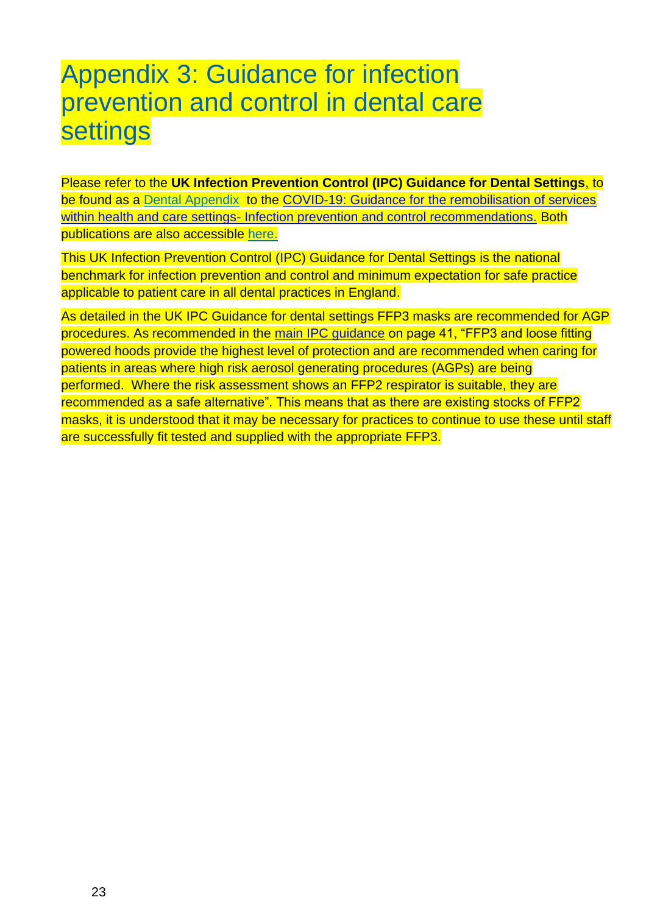# Appendix 3: Guidance for infection prevention and control in dental care settings

Please refer to the **UK Infection Prevention Control (IPC) Guidance for Dental Settings**, to be found as a Dental Appendix to the COVID-19: Guidance for the remobilisation of services within health and care settings- Infection prevention and control recommendations. Both publications are also accessible here.

This UK Infection Prevention Control (IPC) Guidance for Dental Settings is the national benchmark for infection prevention and control and minimum expectation for safe practice applicable to patient care in all dental practices in England.

As detailed in the UK IPC Guidance for dental settings FFP3 masks are recommended for AGP procedures. As recommended in the main IPC guidance on page 41, "FFP3 and loose fitting powered hoods provide the highest level of protection and are recommended when caring for patients in areas where high risk aerosol generating procedures (AGPs) are being performed. Where the risk assessment shows an FFP2 respirator is suitable, they are recommended as a safe alternative". This means that as there are existing stocks of FFP2 masks, it is understood that it may be necessary for practices to continue to use these until staff are successfully fit tested and supplied with the appropriate FFP3.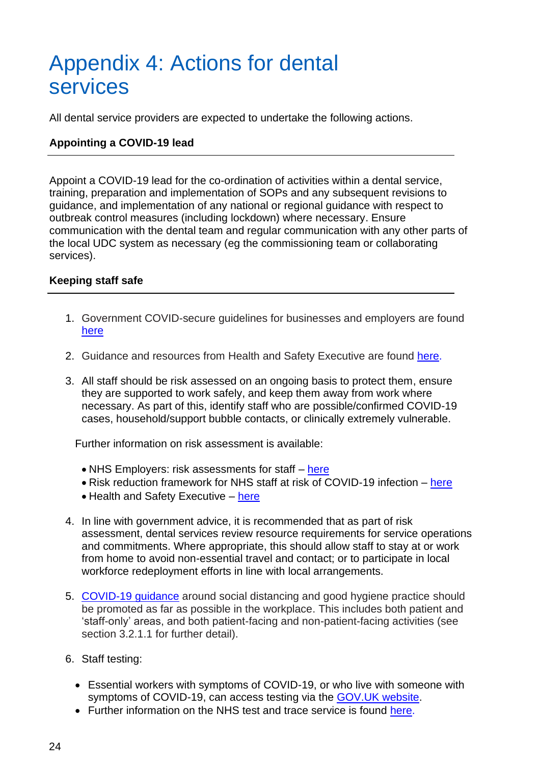# Appendix 4: Actions for dental services

All dental service providers are expected to undertake the following actions.

**Appointing a COVID-19 lead**

Appoint a COVID-19 lead for the co-ordination of activities within a dental service, training, preparation and implementation of SOPs and any subsequent revisions to guidance, and implementation of any national or regional guidance with respect to outbreak control measures (including lockdown) where necessary. Ensure communication with the dental team and regular communication with any other parts of the local UDC system as necessary (eg the commissioning team or collaborating services).

**Keeping staff safe**

1. Government COVID-secure guidelines for businesses and employers are found here

2. Guidance and resources from Health and Safety Executive are found here.

3. All staff should be risk assessed on an ongoing basis to protect them, ensure they are supported to work safely, and keep them away from work where necessary. As part of this, identify staff who are possible/confirmed COVID-19 cases, household/support bubble contacts, or clinically extremely vulnerable.

   Further information on risk assessment is available:

   - NHS Employers: risk assessments for staff – here
   - Risk reduction framework for NHS staff at risk of COVID-19 infection – here
   - Health and Safety Executive – here

4. In line with government advice, it is recommended that as part of risk assessment, dental services review resource requirements for service operations and commitments. Where appropriate, this should allow staff to stay at or work from home to avoid non-essential travel and contact; or to participate in local workforce redeployment efforts in line with local arrangements.

5. COVID-19 guidance around social distancing and good hygiene practice should be promoted as far as possible in the workplace. This includes both patient and 'staff-only' areas, and both patient-facing and non-patient-facing activities (see section 3.2.1.1 for further detail).

6. Staff testing:

   - Essential workers with symptoms of COVID-19, or who live with someone with symptoms of COVID-19, can access testing via the GOV.UK website.
   - Further information on the NHS test and trace service is found here.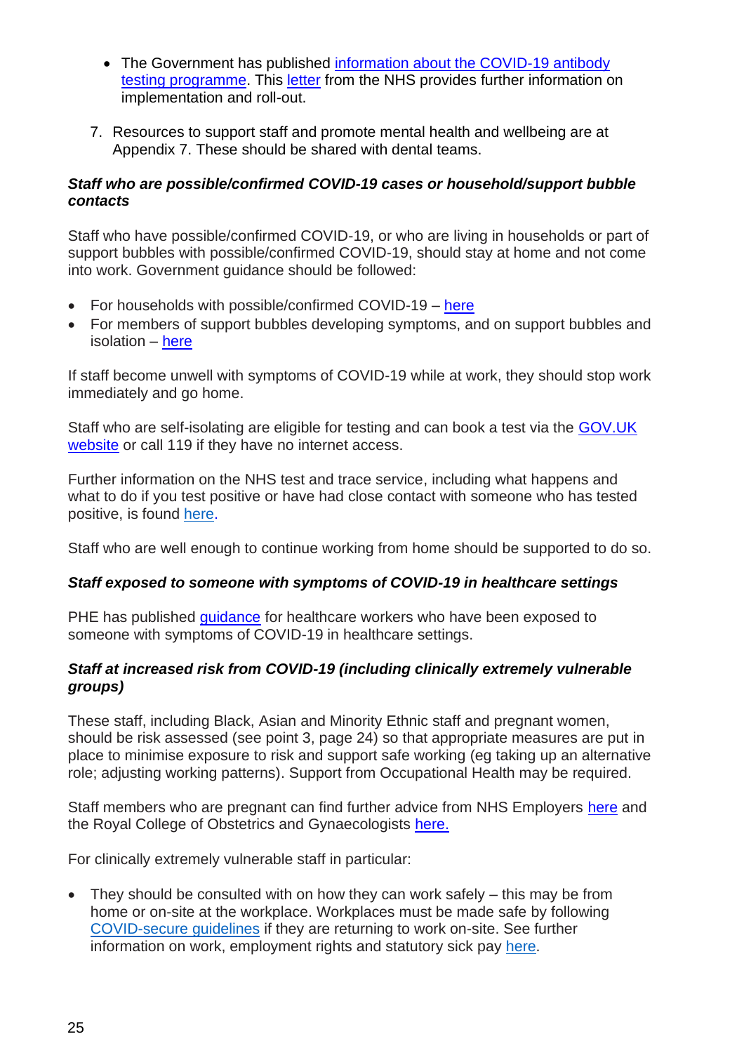- The Government has published information about the COVID-19 antibody testing programme. This letter from the NHS provides further information on implementation and roll-out.

7. Resources to support staff and promote mental health and wellbeing are at Appendix 7. These should be shared with dental teams.

***Staff who are possible/confirmed COVID-19 cases or household/support bubble contacts***

Staff who have possible/confirmed COVID-19, or who are living in households or part of support bubbles with possible/confirmed COVID-19, should stay at home and not come into work. Government guidance should be followed:

- For households with possible/confirmed COVID-19 – here
- For members of support bubbles developing symptoms, and on support bubbles and isolation – here

If staff become unwell with symptoms of COVID-19 while at work, they should stop work immediately and go home.

Staff who are self-isolating are eligible for testing and can book a test via the GOV.UK website or call 119 if they have no internet access.

Further information on the NHS test and trace service, including what happens and what to do if you test positive or have had close contact with someone who has tested positive, is found here.

Staff who are well enough to continue working from home should be supported to do so.

***Staff exposed to someone with symptoms of COVID-19 in healthcare settings***

PHE has published guidance for healthcare workers who have been exposed to someone with symptoms of COVID-19 in healthcare settings.

***Staff at increased risk from COVID-19 (including clinically extremely vulnerable groups)***

These staff, including Black, Asian and Minority Ethnic staff and pregnant women, should be risk assessed (see point 3, page 24) so that appropriate measures are put in place to minimise exposure to risk and support safe working (eg taking up an alternative role; adjusting working patterns). Support from Occupational Health may be required.

Staff members who are pregnant can find further advice from NHS Employers here and the Royal College of Obstetrics and Gynaecologists here.

For clinically extremely vulnerable staff in particular:

- They should be consulted with on how they can work safely – this may be from home or on-site at the workplace. Workplaces must be made safe by following COVID-secure guidelines if they are returning to work on-site. See further information on work, employment rights and statutory sick pay here.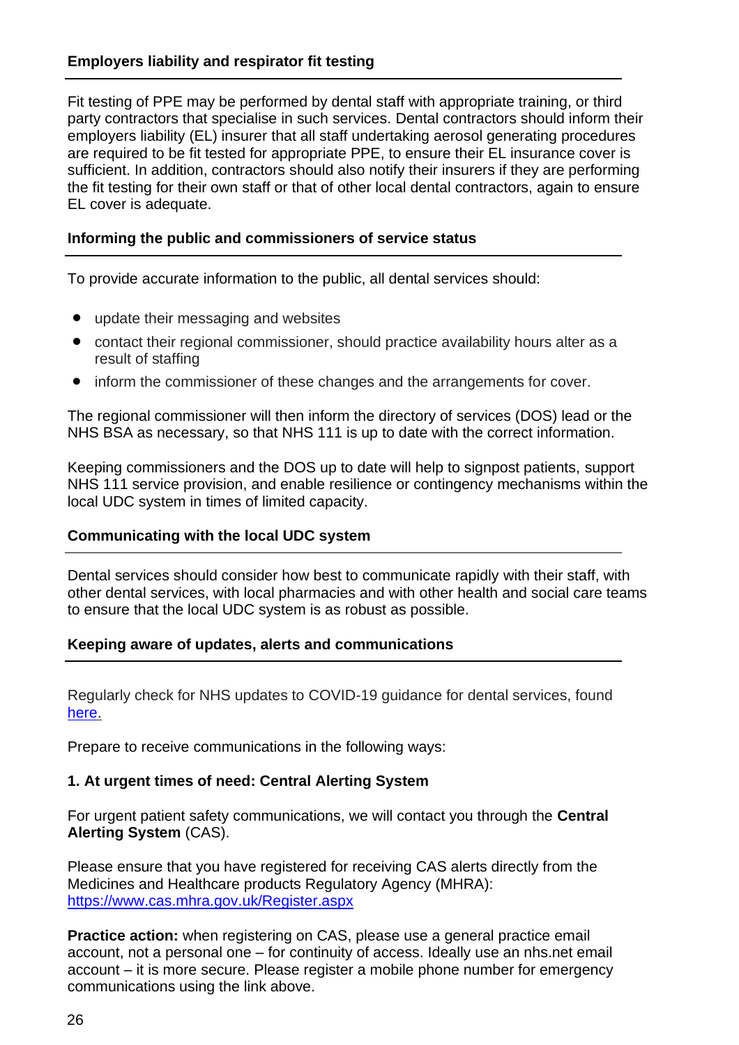### Employers liability and respirator fit testing

Fit testing of PPE may be performed by dental staff with appropriate training, or third party contractors that specialise in such services. Dental contractors should inform their employers liability (EL) insurer that all staff undertaking aerosol generating procedures are required to be fit tested for appropriate PPE, to ensure their EL insurance cover is sufficient. In addition, contractors should also notify their insurers if they are performing the fit testing for their own staff or that of other local dental contractors, again to ensure EL cover is adequate.

### Informing the public and commissioners of service status

To provide accurate information to the public, all dental services should:

- update their messaging and websites
- contact their regional commissioner, should practice availability hours alter as a result of staffing
- inform the commissioner of these changes and the arrangements for cover.

The regional commissioner will then inform the directory of services (DOS) lead or the NHS BSA as necessary, so that NHS 111 is up to date with the correct information.

Keeping commissioners and the DOS up to date will help to signpost patients, support NHS 111 service provision, and enable resilience or contingency mechanisms within the local UDC system in times of limited capacity.

### Communicating with the local UDC system

Dental services should consider how best to communicate rapidly with their staff, with other dental services, with local pharmacies and with other health and social care teams to ensure that the local UDC system is as robust as possible.

### Keeping aware of updates, alerts and communications

Regularly check for NHS updates to COVID-19 guidance for dental services, found [here.]()

Prepare to receive communications in the following ways:

**1. At urgent times of need: Central Alerting System**

For urgent patient safety communications, we will contact you through the **Central Alerting System** (CAS).

Please ensure that you have registered for receiving CAS alerts directly from the Medicines and Healthcare products Regulatory Agency (MHRA): [https://www.cas.mhra.gov.uk/Register.aspx](https://www.cas.mhra.gov.uk/Register.aspx)

**Practice action:** when registering on CAS, please use a general practice email account, not a personal one – for continuity of access. Ideally use an nhs.net email account – it is more secure. Please register a mobile phone number for emergency communications using the link above.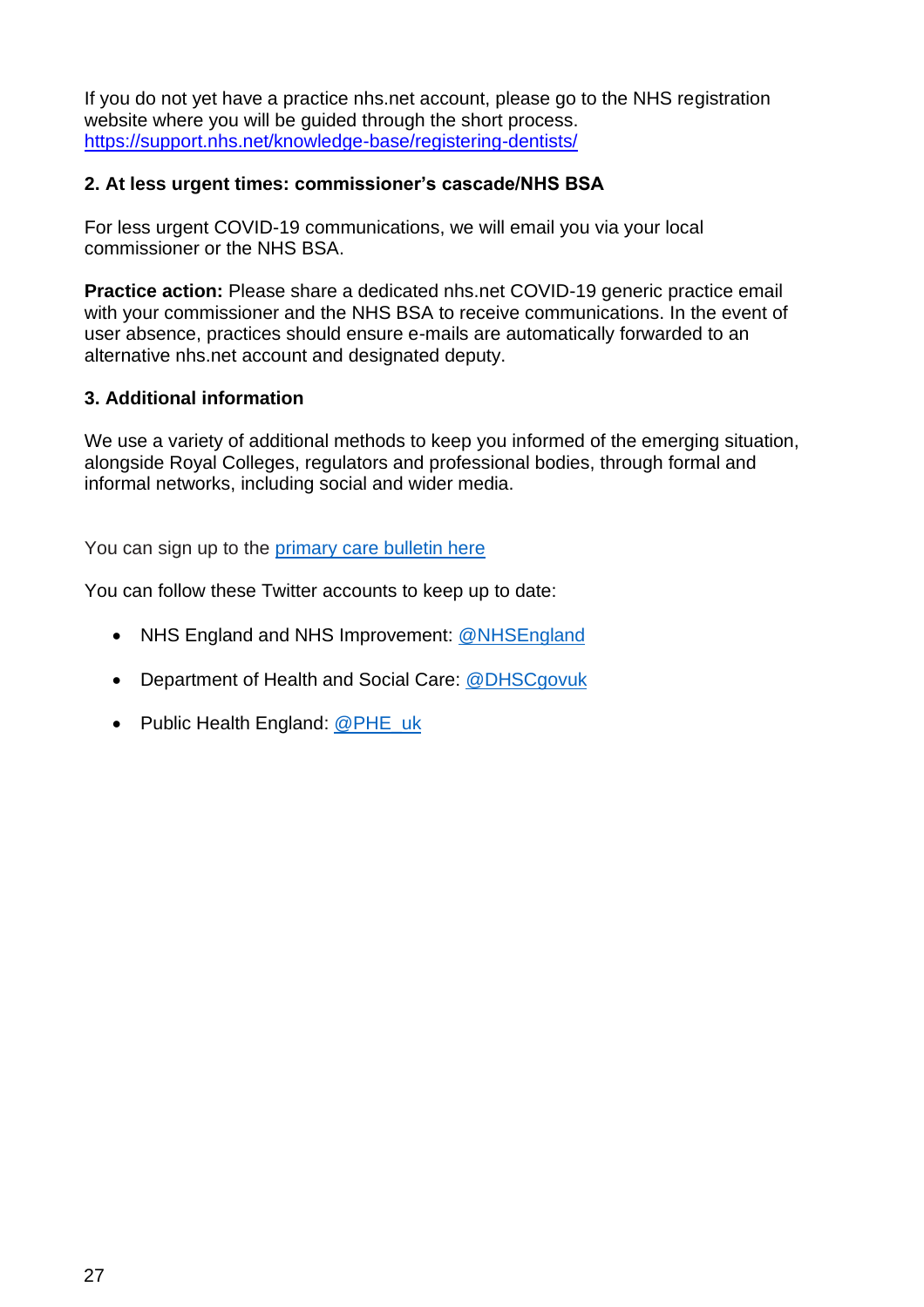If you do not yet have a practice nhs.net account, please go to the NHS registration website where you will be guided through the short process. https://support.nhs.net/knowledge-base/registering-dentists/

### 2. At less urgent times: commissioner's cascade/NHS BSA

For less urgent COVID-19 communications, we will email you via your local commissioner or the NHS BSA.

**Practice action:** Please share a dedicated nhs.net COVID-19 generic practice email with your commissioner and the NHS BSA to receive communications. In the event of user absence, practices should ensure e-mails are automatically forwarded to an alternative nhs.net account and designated deputy.

### 3. Additional information

We use a variety of additional methods to keep you informed of the emerging situation, alongside Royal Colleges, regulators and professional bodies, through formal and informal networks, including social and wider media.

You can sign up to the primary care bulletin here

You can follow these Twitter accounts to keep up to date:

- NHS England and NHS Improvement: @NHSEngland
- Department of Health and Social Care: @DHSCgovuk
- Public Health England: @PHE_uk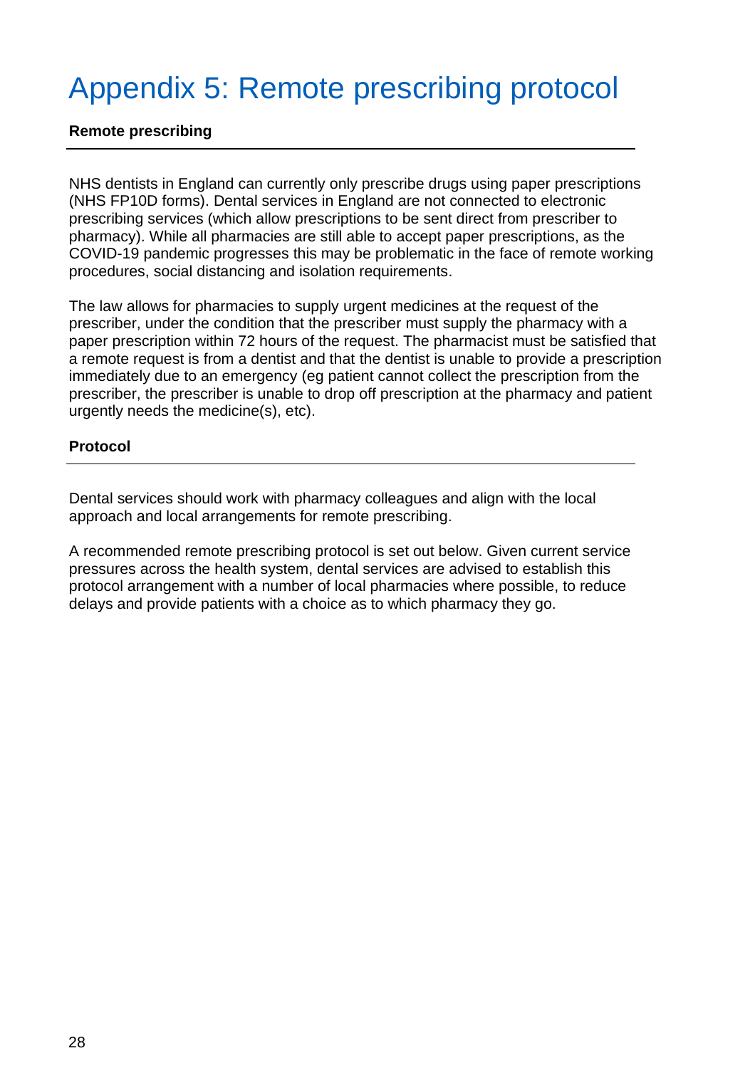# Appendix 5: Remote prescribing protocol

**Remote prescribing**

---

NHS dentists in England can currently only prescribe drugs using paper prescriptions (NHS FP10D forms). Dental services in England are not connected to electronic prescribing services (which allow prescriptions to be sent direct from prescriber to pharmacy). While all pharmacies are still able to accept paper prescriptions, as the COVID-19 pandemic progresses this may be problematic in the face of remote working procedures, social distancing and isolation requirements.

The law allows for pharmacies to supply urgent medicines at the request of the prescriber, under the condition that the prescriber must supply the pharmacy with a paper prescription within 72 hours of the request. The pharmacist must be satisfied that a remote request is from a dentist and that the dentist is unable to provide a prescription immediately due to an emergency (eg patient cannot collect the prescription from the prescriber, the prescriber is unable to drop off prescription at the pharmacy and patient urgently needs the medicine(s), etc).

**Protocol**

---

Dental services should work with pharmacy colleagues and align with the local approach and local arrangements for remote prescribing.

A recommended remote prescribing protocol is set out below. Given current service pressures across the health system, dental services are advised to establish this protocol arrangement with a number of local pharmacies where possible, to reduce delays and provide patients with a choice as to which pharmacy they go.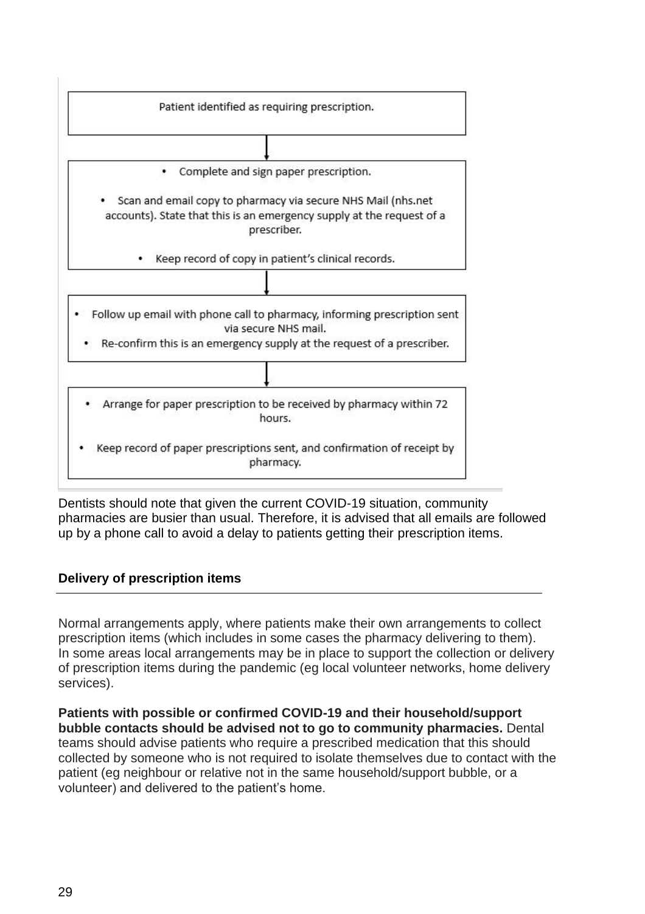Patient identified as requiring prescription.

↓

- Complete and sign paper prescription.
- Scan and email copy to pharmacy via secure NHS Mail (nhs.net accounts). State that this is an emergency supply at the request of a prescriber.
- Keep record of copy in patient's clinical records.

↓

- Follow up email with phone call to pharmacy, informing prescription sent via secure NHS mail.
- Re-confirm this is an emergency supply at the request of a prescriber.

↓

- Arrange for paper prescription to be received by pharmacy within 72 hours.
- Keep record of paper prescriptions sent, and confirmation of receipt by pharmacy.

Dentists should note that given the current COVID-19 situation, community pharmacies are busier than usual. Therefore, it is advised that all emails are followed up by a phone call to avoid a delay to patients getting their prescription items.

**Delivery of prescription items**

Normal arrangements apply, where patients make their own arrangements to collect prescription items (which includes in some cases the pharmacy delivering to them). In some areas local arrangements may be in place to support the collection or delivery of prescription items during the pandemic (eg local volunteer networks, home delivery services).

**Patients with possible or confirmed COVID-19 and their household/support bubble contacts should be advised not to go to community pharmacies.** Dental teams should advise patients who require a prescribed medication that this should collected by someone who is not required to isolate themselves due to contact with the patient (eg neighbour or relative not in the same household/support bubble, or a volunteer) and delivered to the patient's home.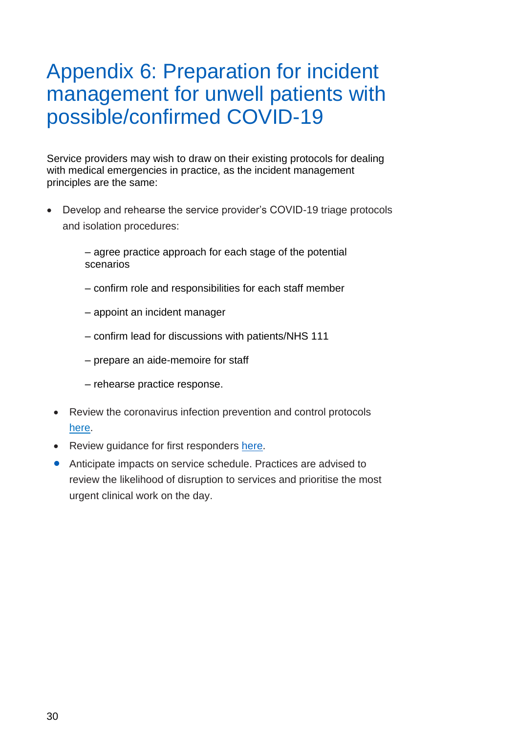# Appendix 6: Preparation for incident management for unwell patients with possible/confirmed COVID-19

Service providers may wish to draw on their existing protocols for dealing with medical emergencies in practice, as the incident management principles are the same:

- Develop and rehearse the service provider's COVID-19 triage protocols and isolation procedures:

  – agree practice approach for each stage of the potential scenarios

  – confirm role and responsibilities for each staff member

  – appoint an incident manager

  – confirm lead for discussions with patients/NHS 111

  – prepare an aide-memoire for staff

  – rehearse practice response.

- Review the coronavirus infection prevention and control protocols here.
- Review guidance for first responders here.
- Anticipate impacts on service schedule. Practices are advised to review the likelihood of disruption to services and prioritise the most urgent clinical work on the day.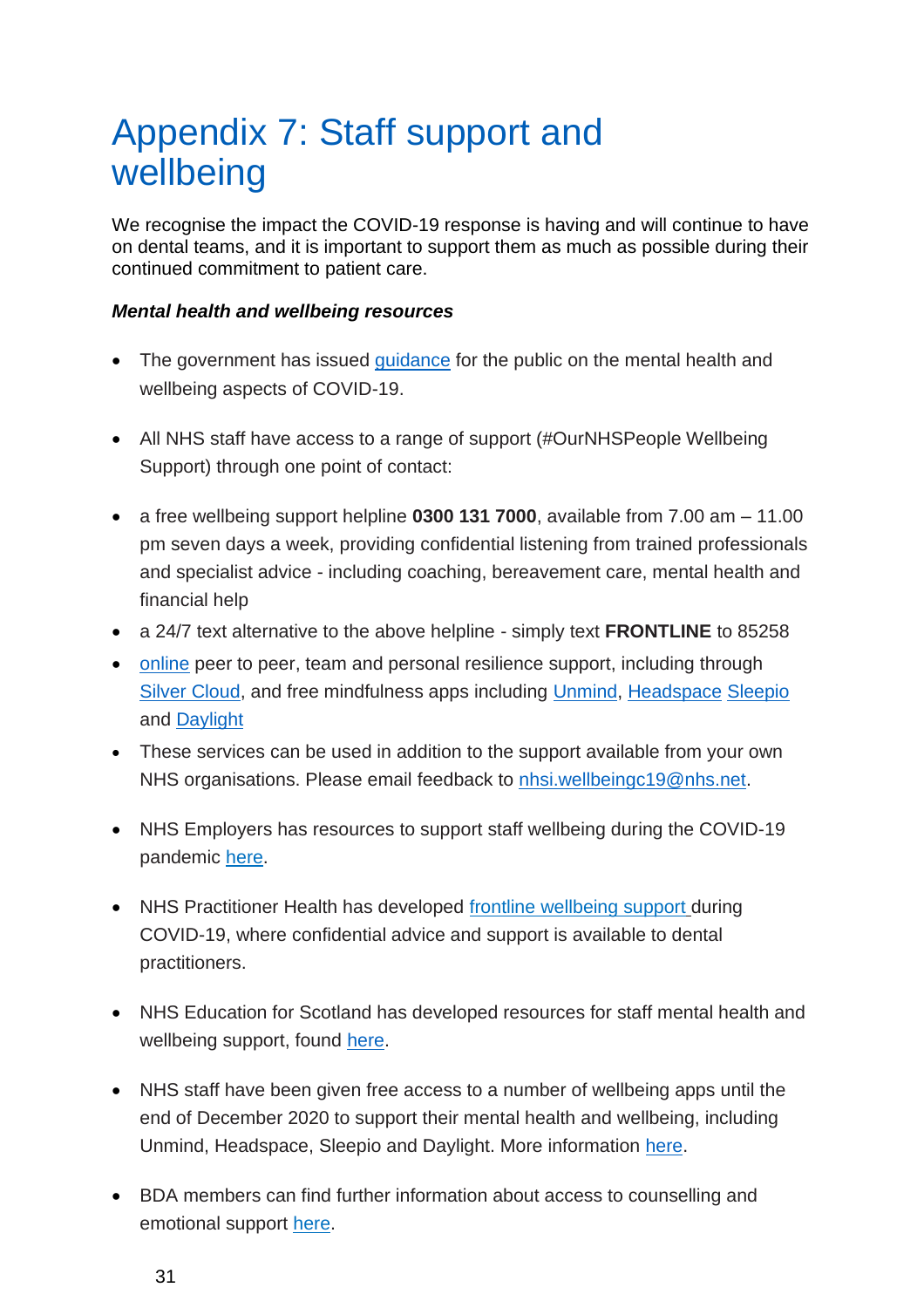# Appendix 7: Staff support and wellbeing

We recognise the impact the COVID-19 response is having and will continue to have on dental teams, and it is important to support them as much as possible during their continued commitment to patient care.

***Mental health and wellbeing resources***

- The government has issued guidance for the public on the mental health and wellbeing aspects of COVID-19.
- All NHS staff have access to a range of support (#OurNHSPeople Wellbeing Support) through one point of contact:
- a free wellbeing support helpline **0300 131 7000**, available from 7.00 am – 11.00 pm seven days a week, providing confidential listening from trained professionals and specialist advice - including coaching, bereavement care, mental health and financial help
- a 24/7 text alternative to the above helpline - simply text **FRONTLINE** to 85258
- online peer to peer, team and personal resilience support, including through Silver Cloud, and free mindfulness apps including Unmind, Headspace Sleepio and Daylight
- These services can be used in addition to the support available from your own NHS organisations. Please email feedback to nhsi.wellbeingc19@nhs.net.
- NHS Employers has resources to support staff wellbeing during the COVID-19 pandemic here.
- NHS Practitioner Health has developed frontline wellbeing support during COVID-19, where confidential advice and support is available to dental practitioners.
- NHS Education for Scotland has developed resources for staff mental health and wellbeing support, found here.
- NHS staff have been given free access to a number of wellbeing apps until the end of December 2020 to support their mental health and wellbeing, including Unmind, Headspace, Sleepio and Daylight. More information here.
- BDA members can find further information about access to counselling and emotional support here.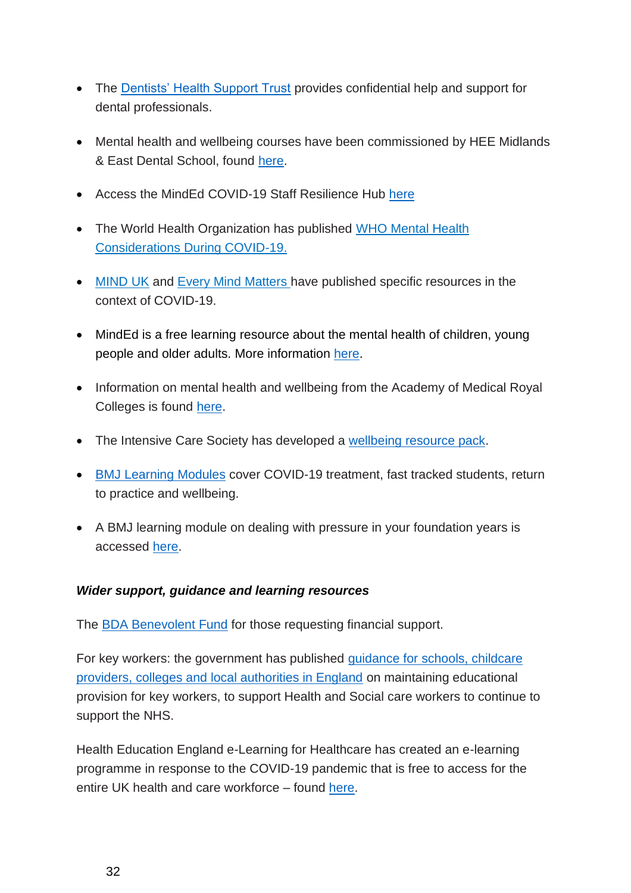- The Dentists' Health Support Trust provides confidential help and support for dental professionals.
- Mental health and wellbeing courses have been commissioned by HEE Midlands & East Dental School, found here.
- Access the MindEd COVID-19 Staff Resilience Hub here
- The World Health Organization has published WHO Mental Health Considerations During COVID-19.
- MIND UK and Every Mind Matters have published specific resources in the context of COVID-19.
- MindEd is a free learning resource about the mental health of children, young people and older adults. More information here.
- Information on mental health and wellbeing from the Academy of Medical Royal Colleges is found here.
- The Intensive Care Society has developed a wellbeing resource pack.
- BMJ Learning Modules cover COVID-19 treatment, fast tracked students, return to practice and wellbeing.
- A BMJ learning module on dealing with pressure in your foundation years is accessed here.

***Wider support, guidance and learning resources***

The BDA Benevolent Fund for those requesting financial support.

For key workers: the government has published guidance for schools, childcare providers, colleges and local authorities in England on maintaining educational provision for key workers, to support Health and Social care workers to continue to support the NHS.

Health Education England e-Learning for Healthcare has created an e-learning programme in response to the COVID-19 pandemic that is free to access for the entire UK health and care workforce – found here.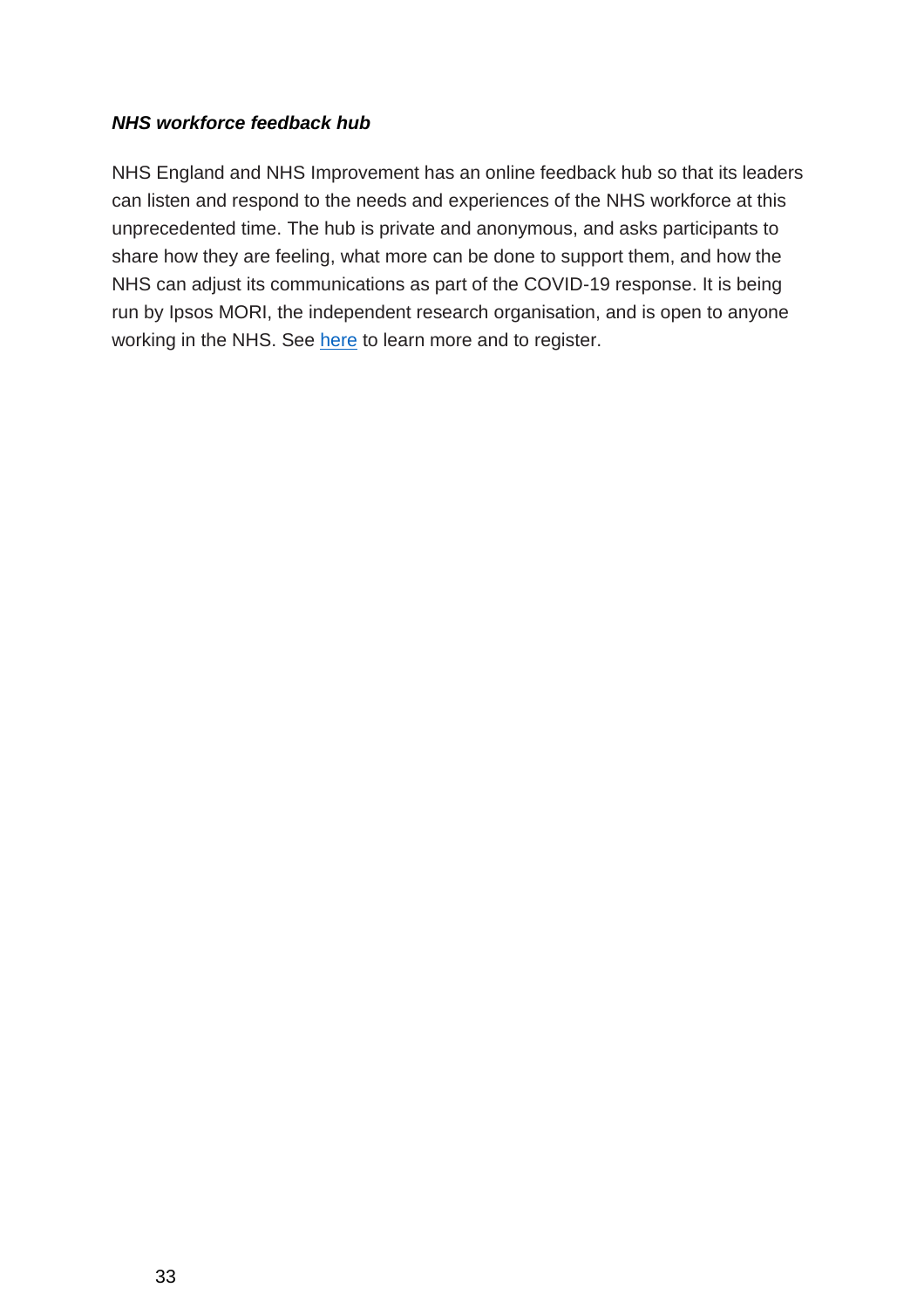***NHS workforce feedback hub***

NHS England and NHS Improvement has an online feedback hub so that its leaders can listen and respond to the needs and experiences of the NHS workforce at this unprecedented time. The hub is private and anonymous, and asks participants to share how they are feeling, what more can be done to support them, and how the NHS can adjust its communications as part of the COVID-19 response. It is being run by Ipsos MORI, the independent research organisation, and is open to anyone working in the NHS. See here to learn more and to register.